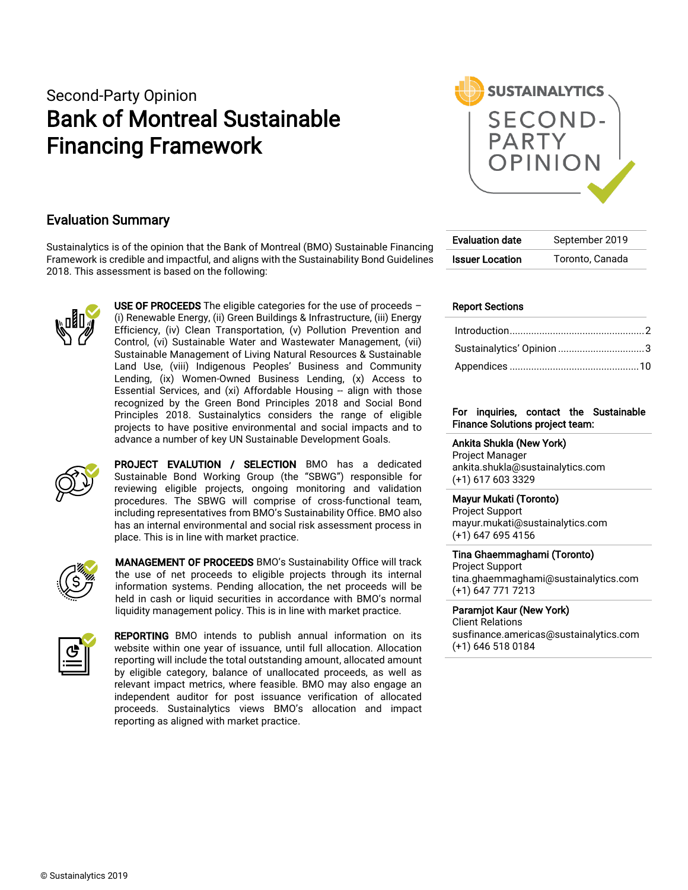Second-Party Opinion

# Bank of Montreal Sustainable Financing Framework

## Evaluation Summary

Sustainalytics is of the opinion that the Bank of Montreal (BMO) Sustainable Financing Framework is credible and impactful, and aligns with the Sustainability Bond Guidelines 2018. This assessment is based on the following:

**USE OF PROCEEDS** The eligible categories for the use of proceeds – (i) Renewable Energy, (ii) Green Buildings & Infrastructure, (iii) Energy Efficiency, (iv) Clean Transportation, (v) Pollution Prevention and Control, (vi) Sustainable Water and Wastewater Management, (vii) Sustainable Management of Living Natural Resources & Sustainable Land Use, (viii) Indigenous Peoples' Business and Community Lending, (ix) Women-Owned Business Lending, (x) Access to Essential Services, and (xi) Affordable Housing -- align with those recognized by the Green Bond Principles 2018 and Social Bond Principles 2018. Sustainalytics considers the range of eligible projects to have positive environmental and social impacts and to advance a number of key UN Sustainable Development Goals.

**PROJECT EVALUTION / SELECTION** BMO has a dedicated Sustainable Bond Working Group (the "SBWG") responsible for reviewing eligible projects, ongoing monitoring and validation procedures. The SBWG will comprise of cross-functional team, including representatives from BMO's Sustainability Office. BMO also has an internal environmental and social risk assessment process in place. This is in line with market practice.

**MANAGEMENT OF PROCEEDS** BMO's Sustainability Office will track the use of net proceeds to eligible projects through its internal information systems. Pending allocation, the net proceeds will be held in cash or liquid securities in accordance with BMO's normal liquidity management policy. This is in line with market practice.

**REPORTING** BMO intends to publish annual information on its website within one year of issuance, until full allocation. Allocation reporting will include the total outstanding amount, allocated amount by eligible category, balance of unallocated proceeds, as well as relevant impact metrics, where feasible. BMO may also engage an independent auditor for post issuance verification of allocated proceeds. Sustainalytics views BMO's allocation and impact reporting as aligned with market practice.

| Evaluation date | September 2019 |
|---|---|
| Issuer Location | Toronto, Canada |

**Report Sections**

- Introduction .......... 2
- Sustainalytics' Opinion .......... 3
- Appendices .......... 10

**For inquiries, contact the Sustainable Finance Solutions project team:**

**Ankita Shukla (New York)**
Project Manager
ankita.shukla@sustainalytics.com
(+1) 617 603 3329

**Mayur Mukati (Toronto)**
Project Support
mayur.mukati@sustainalytics.com
(+1) 647 695 4156

**Tina Ghaemmaghami (Toronto)**
Project Support
tina.ghaemmaghami@sustainalytics.com
(+1) 647 771 7213

**Paramjot Kaur (New York)**
Client Relations
susfinance.americas@sustainalytics.com
(+1) 646 518 0184

© Sustainalytics 2019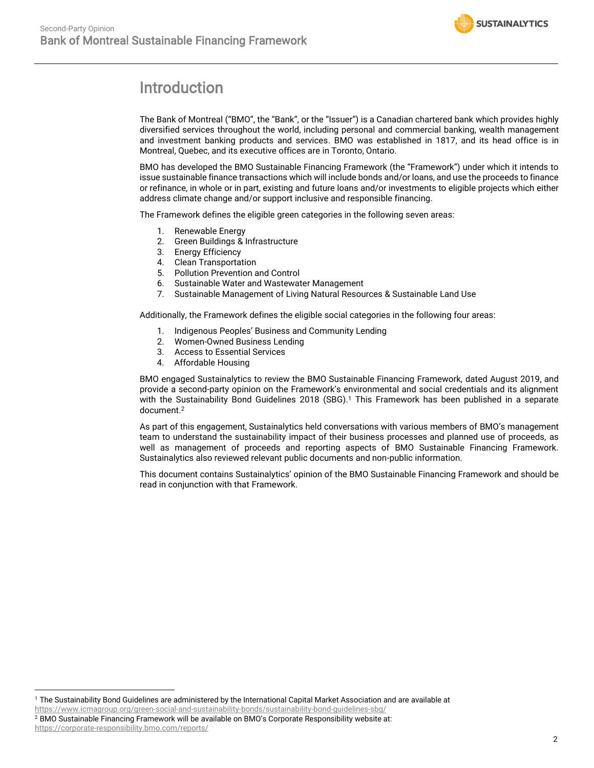# Introduction

The Bank of Montreal ("BMO", the "Bank", or the "Issuer") is a Canadian chartered bank which provides highly diversified services throughout the world, including personal and commercial banking, wealth management and investment banking products and services. BMO was established in 1817, and its head office is in Montreal, Quebec, and its executive offices are in Toronto, Ontario.

BMO has developed the BMO Sustainable Financing Framework (the "Framework") under which it intends to issue sustainable finance transactions which will include bonds and/or loans, and use the proceeds to finance or refinance, in whole or in part, existing and future loans and/or investments to eligible projects which either address climate change and/or support inclusive and responsible financing.

The Framework defines the eligible green categories in the following seven areas:

1. Renewable Energy
2. Green Buildings & Infrastructure
3. Energy Efficiency
4. Clean Transportation
5. Pollution Prevention and Control
6. Sustainable Water and Wastewater Management
7. Sustainable Management of Living Natural Resources & Sustainable Land Use

Additionally, the Framework defines the eligible social categories in the following four areas:

1. Indigenous Peoples' Business and Community Lending
2. Women-Owned Business Lending
3. Access to Essential Services
4. Affordable Housing

BMO engaged Sustainalytics to review the BMO Sustainable Financing Framework, dated August 2019, and provide a second-party opinion on the Framework's environmental and social credentials and its alignment with the Sustainability Bond Guidelines 2018 (SBG).[1] This Framework has been published in a separate document.[2]

As part of this engagement, Sustainalytics held conversations with various members of BMO's management team to understand the sustainability impact of their business processes and planned use of proceeds, as well as management of proceeds and reporting aspects of BMO Sustainable Financing Framework. Sustainalytics also reviewed relevant public documents and non-public information.

This document contains Sustainalytics' opinion of the BMO Sustainable Financing Framework and should be read in conjunction with that Framework.

---

[1] The Sustainability Bond Guidelines are administered by the International Capital Market Association and are available at https://www.icmagroup.org/green-social-and-sustainability-bonds/sustainability-bond-guidelines-sbg/

[2] BMO Sustainable Financing Framework will be available on BMO's Corporate Responsibility website at: https://corporate-responsibility.bmo.com/reports/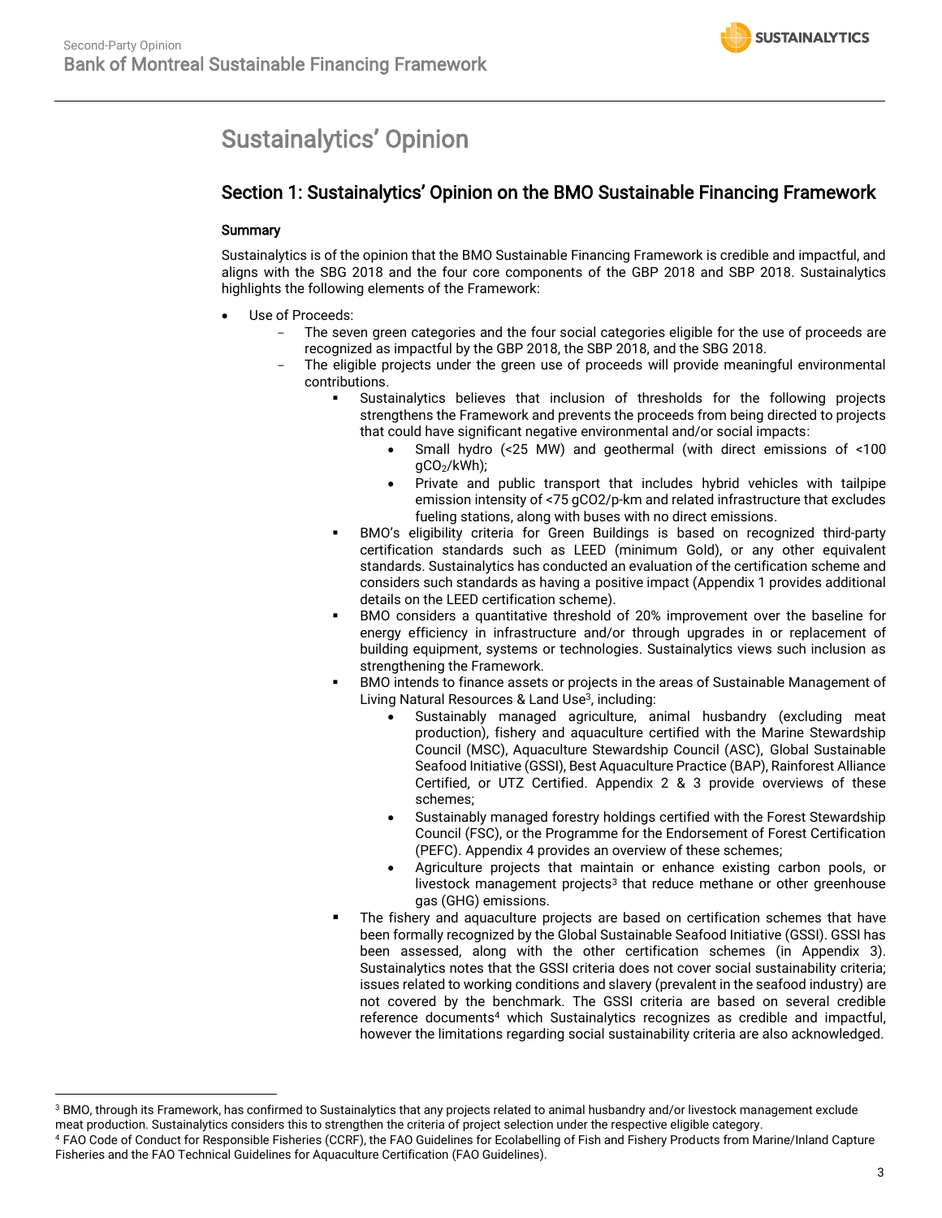# Sustainalytics' Opinion

## Section 1: Sustainalytics' Opinion on the BMO Sustainable Financing Framework

### Summary

Sustainalytics is of the opinion that the BMO Sustainable Financing Framework is credible and impactful, and aligns with the SBG 2018 and the four core components of the GBP 2018 and SBP 2018. Sustainalytics highlights the following elements of the Framework:

- Use of Proceeds:
  - The seven green categories and the four social categories eligible for the use of proceeds are recognized as impactful by the GBP 2018, the SBP 2018, and the SBG 2018.
  - The eligible projects under the green use of proceeds will provide meaningful environmental contributions.
    - Sustainalytics believes that inclusion of thresholds for the following projects strengthens the Framework and prevents the proceeds from being directed to projects that could have significant negative environmental and/or social impacts:
      - Small hydro (<25 MW) and geothermal (with direct emissions of <100 $gCO_2/kWh$);
      - Private and public transport that includes hybrid vehicles with tailpipe emission intensity of <75 gCO2/p-km and related infrastructure that excludes fueling stations, along with buses with no direct emissions.
    - BMO's eligibility criteria for Green Buildings is based on recognized third-party certification standards such as LEED (minimum Gold), or any other equivalent standards. Sustainalytics has conducted an evaluation of the certification scheme and considers such standards as having a positive impact (Appendix 1 provides additional details on the LEED certification scheme).
    - BMO considers a quantitative threshold of 20% improvement over the baseline for energy efficiency in infrastructure and/or through upgrades in or replacement of building equipment, systems or technologies. Sustainalytics views such inclusion as strengthening the Framework.
    - BMO intends to finance assets or projects in the areas of Sustainable Management of Living Natural Resources & Land Use[3], including:
      - Sustainably managed agriculture, animal husbandry (excluding meat production), fishery and aquaculture certified with the Marine Stewardship Council (MSC), Aquaculture Stewardship Council (ASC), Global Sustainable Seafood Initiative (GSSI), Best Aquaculture Practice (BAP), Rainforest Alliance Certified, or UTZ Certified. Appendix 2 & 3 provide overviews of these schemes;
      - Sustainably managed forestry holdings certified with the Forest Stewardship Council (FSC), or the Programme for the Endorsement of Forest Certification (PEFC). Appendix 4 provides an overview of these schemes;
      - Agriculture projects that maintain or enhance existing carbon pools, or livestock management projects[3] that reduce methane or other greenhouse gas (GHG) emissions.
    - The fishery and aquaculture projects are based on certification schemes that have been formally recognized by the Global Sustainable Seafood Initiative (GSSI). GSSI has been assessed, along with the other certification schemes (in Appendix 3). Sustainalytics notes that the GSSI criteria does not cover social sustainability criteria; issues related to working conditions and slavery (prevalent in the seafood industry) are not covered by the benchmark. The GSSI criteria are based on several credible reference documents[4] which Sustainalytics recognizes as credible and impactful, however the limitations regarding social sustainability criteria are also acknowledged.

[3] BMO, through its Framework, has confirmed to Sustainalytics that any projects related to animal husbandry and/or livestock management exclude meat production. Sustainalytics considers this to strengthen the criteria of project selection under the respective eligible category.

[4] FAO Code of Conduct for Responsible Fisheries (CCRF), the FAO Guidelines for Ecolabelling of Fish and Fishery Products from Marine/Inland Capture Fisheries and the FAO Technical Guidelines for Aquaculture Certification (FAO Guidelines).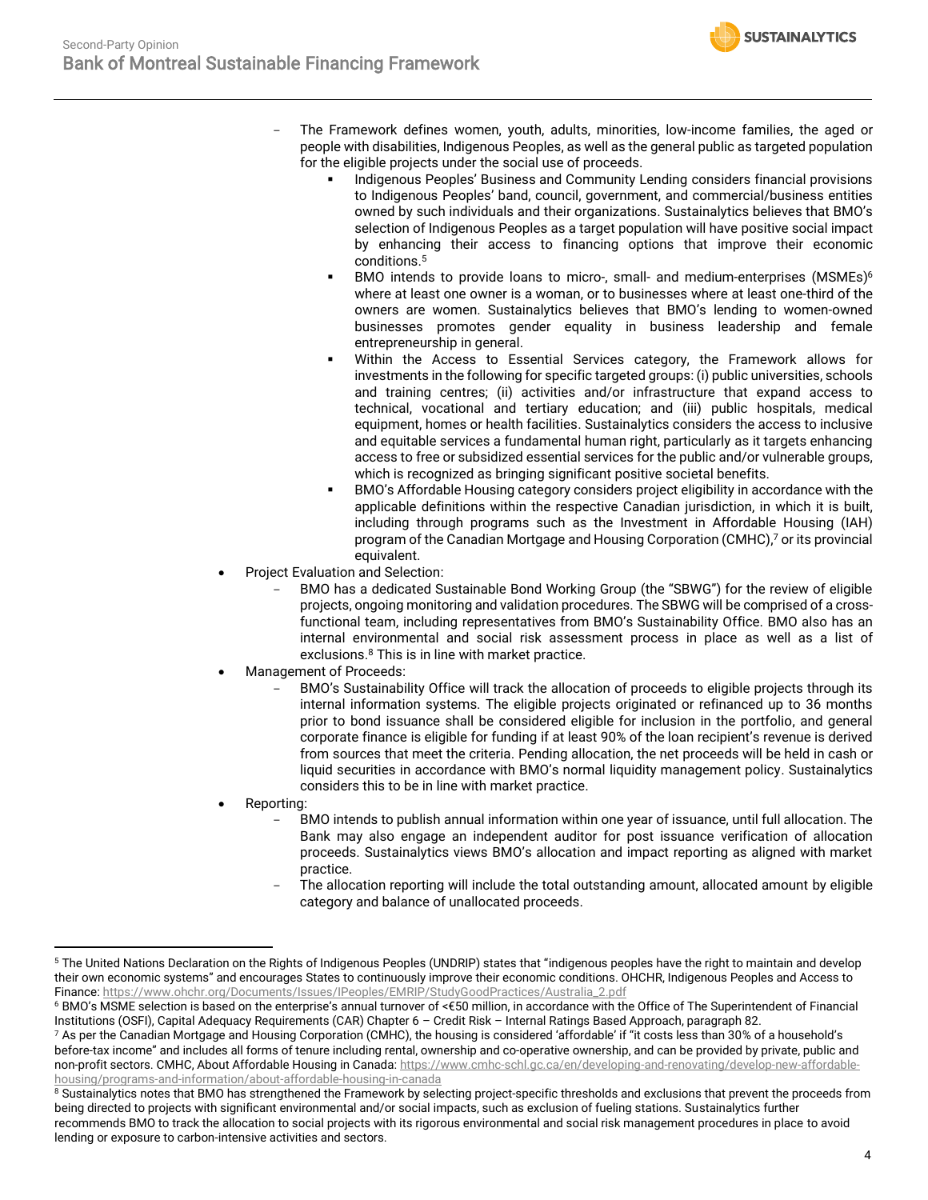- The Framework defines women, youth, adults, minorities, low-income families, the aged or people with disabilities, Indigenous Peoples, as well as the general public as targeted population for the eligible projects under the social use of proceeds.
  - Indigenous Peoples' Business and Community Lending considers financial provisions to Indigenous Peoples' band, council, government, and commercial/business entities owned by such individuals and their organizations. Sustainalytics believes that BMO's selection of Indigenous Peoples as a target population will have positive social impact by enhancing their access to financing options that improve their economic conditions.[5]
  - BMO intends to provide loans to micro-, small- and medium-enterprises (MSMEs)[6] where at least one owner is a woman, or to businesses where at least one-third of the owners are women. Sustainalytics believes that BMO's lending to women-owned businesses promotes gender equality in business leadership and female entrepreneurship in general.
  - Within the Access to Essential Services category, the Framework allows for investments in the following for specific targeted groups: (i) public universities, schools and training centres; (ii) activities and/or infrastructure that expand access to technical, vocational and tertiary education; and (iii) public hospitals, medical equipment, homes or health facilities. Sustainalytics considers the access to inclusive and equitable services a fundamental human right, particularly as it targets enhancing access to free or subsidized essential services for the public and/or vulnerable groups, which is recognized as bringing significant positive societal benefits.
  - BMO's Affordable Housing category considers project eligibility in accordance with the applicable definitions within the respective Canadian jurisdiction, in which it is built, including through programs such as the Investment in Affordable Housing (IAH) program of the Canadian Mortgage and Housing Corporation (CMHC),[7] or its provincial equivalent.

- Project Evaluation and Selection:
  - BMO has a dedicated Sustainable Bond Working Group (the "SBWG") for the review of eligible projects, ongoing monitoring and validation procedures. The SBWG will be comprised of a cross-functional team, including representatives from BMO's Sustainability Office. BMO also has an internal environmental and social risk assessment process in place as well as a list of exclusions.[8] This is in line with market practice.

- Management of Proceeds:
  - BMO's Sustainability Office will track the allocation of proceeds to eligible projects through its internal information systems. The eligible projects originated or refinanced up to 36 months prior to bond issuance shall be considered eligible for inclusion in the portfolio, and general corporate finance is eligible for funding if at least 90% of the loan recipient's revenue is derived from sources that meet the criteria. Pending allocation, the net proceeds will be held in cash or liquid securities in accordance with BMO's normal liquidity management policy. Sustainalytics considers this to be in line with market practice.

- Reporting:
  - BMO intends to publish annual information within one year of issuance, until full allocation. The Bank may also engage an independent auditor for post issuance verification of allocation proceeds. Sustainalytics views BMO's allocation and impact reporting as aligned with market practice.
  - The allocation reporting will include the total outstanding amount, allocated amount by eligible category and balance of unallocated proceeds.

---

[5] The United Nations Declaration on the Rights of Indigenous Peoples (UNDRIP) states that "indigenous peoples have the right to maintain and develop their own economic systems" and encourages States to continuously improve their economic conditions. OHCHR, Indigenous Peoples and Access to Finance: https://www.ohchr.org/Documents/Issues/IPeoples/EMRIP/StudyGoodPractices/Australia_2.pdf

[6] BMO's MSME selection is based on the enterprise's annual turnover of <€50 million, in accordance with the Office of The Superintendent of Financial Institutions (OSFI), Capital Adequacy Requirements (CAR) Chapter 6 – Credit Risk – Internal Ratings Based Approach, paragraph 82.

[7] As per the Canadian Mortgage and Housing Corporation (CMHC), the housing is considered 'affordable' if "it costs less than 30% of a household's before-tax income" and includes all forms of tenure including rental, ownership and co-operative ownership, and can be provided by private, public and non-profit sectors. CMHC, About Affordable Housing in Canada: https://www.cmhc-schl.gc.ca/en/developing-and-renovating/develop-new-affordable-housing/programs-and-information/about-affordable-housing-in-canada

[8] Sustainalytics notes that BMO has strengthened the Framework by selecting project-specific thresholds and exclusions that prevent the proceeds from being directed to projects with significant environmental and/or social impacts, such as exclusion of fueling stations. Sustainalytics further recommends BMO to track the allocation to social projects with its rigorous environmental and social risk management procedures in place to avoid lending or exposure to carbon-intensive activities and sectors.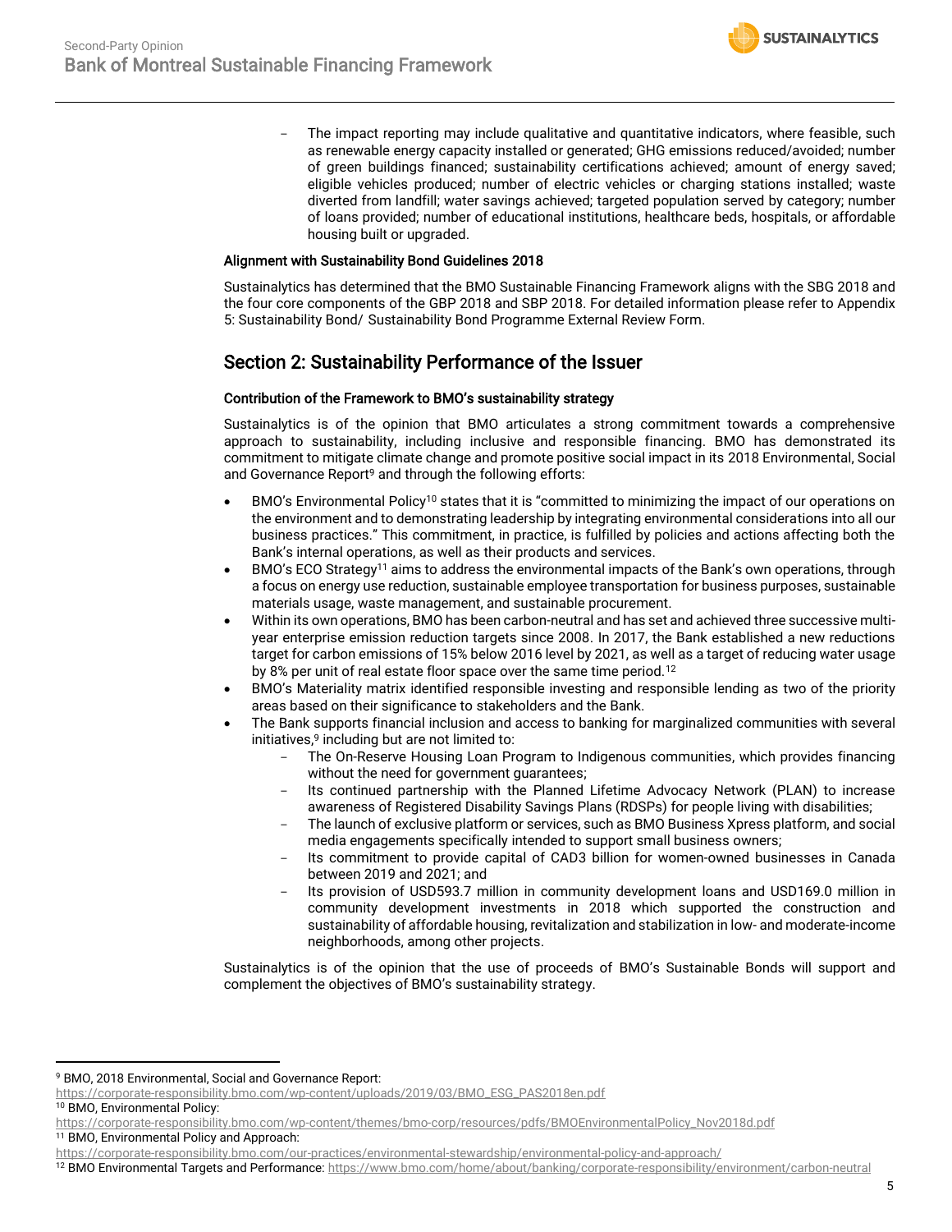- The impact reporting may include qualitative and quantitative indicators, where feasible, such as renewable energy capacity installed or generated; GHG emissions reduced/avoided; number of green buildings financed; sustainability certifications achieved; amount of energy saved; eligible vehicles produced; number of electric vehicles or charging stations installed; waste diverted from landfill; water savings achieved; targeted population served by category; number of loans provided; number of educational institutions, healthcare beds, hospitals, or affordable housing built or upgraded.

**Alignment with Sustainability Bond Guidelines 2018**

Sustainalytics has determined that the BMO Sustainable Financing Framework aligns with the SBG 2018 and the four core components of the GBP 2018 and SBP 2018. For detailed information please refer to Appendix 5: Sustainability Bond/ Sustainability Bond Programme External Review Form.

## Section 2: Sustainability Performance of the Issuer

**Contribution of the Framework to BMO's sustainability strategy**

Sustainalytics is of the opinion that BMO articulates a strong commitment towards a comprehensive approach to sustainability, including inclusive and responsible financing. BMO has demonstrated its commitment to mitigate climate change and promote positive social impact in its 2018 Environmental, Social and Governance Report[9] and through the following efforts:

- BMO's Environmental Policy[10] states that it is "committed to minimizing the impact of our operations on the environment and to demonstrating leadership by integrating environmental considerations into all our business practices." This commitment, in practice, is fulfilled by policies and actions affecting both the Bank's internal operations, as well as their products and services.
- BMO's ECO Strategy[11] aims to address the environmental impacts of the Bank's own operations, through a focus on energy use reduction, sustainable employee transportation for business purposes, sustainable materials usage, waste management, and sustainable procurement.
- Within its own operations, BMO has been carbon-neutral and has set and achieved three successive multi-year enterprise emission reduction targets since 2008. In 2017, the Bank established a new reductions target for carbon emissions of 15% below 2016 level by 2021, as well as a target of reducing water usage by 8% per unit of real estate floor space over the same time period.[12]
- BMO's Materiality matrix identified responsible investing and responsible lending as two of the priority areas based on their significance to stakeholders and the Bank.
- The Bank supports financial inclusion and access to banking for marginalized communities with several initiatives,[9] including but are not limited to:
  - The On-Reserve Housing Loan Program to Indigenous communities, which provides financing without the need for government guarantees;
  - Its continued partnership with the Planned Lifetime Advocacy Network (PLAN) to increase awareness of Registered Disability Savings Plans (RDSPs) for people living with disabilities;
  - The launch of exclusive platform or services, such as BMO Business Xpress platform, and social media engagements specifically intended to support small business owners;
  - Its commitment to provide capital of CAD3 billion for women-owned businesses in Canada between 2019 and 2021; and
  - Its provision of USD593.7 million in community development loans and USD169.0 million in community development investments in 2018 which supported the construction and sustainability of affordable housing, revitalization and stabilization in low- and moderate-income neighborhoods, among other projects.

Sustainalytics is of the opinion that the use of proceeds of BMO's Sustainable Bonds will support and complement the objectives of BMO's sustainability strategy.

---

[9] BMO, 2018 Environmental, Social and Governance Report: https://corporate-responsibility.bmo.com/wp-content/uploads/2019/03/BMO_ESG_PAS2018en.pdf

[10] BMO, Environmental Policy: https://corporate-responsibility.bmo.com/wp-content/themes/bmo-corp/resources/pdfs/BMOEnvironmentalPolicy_Nov2018d.pdf

[11] BMO, Environmental Policy and Approach: https://corporate-responsibility.bmo.com/our-practices/environmental-stewardship/environmental-policy-and-approach/

[12] BMO Environmental Targets and Performance: https://www.bmo.com/home/about/banking/corporate-responsibility/environment/carbon-neutral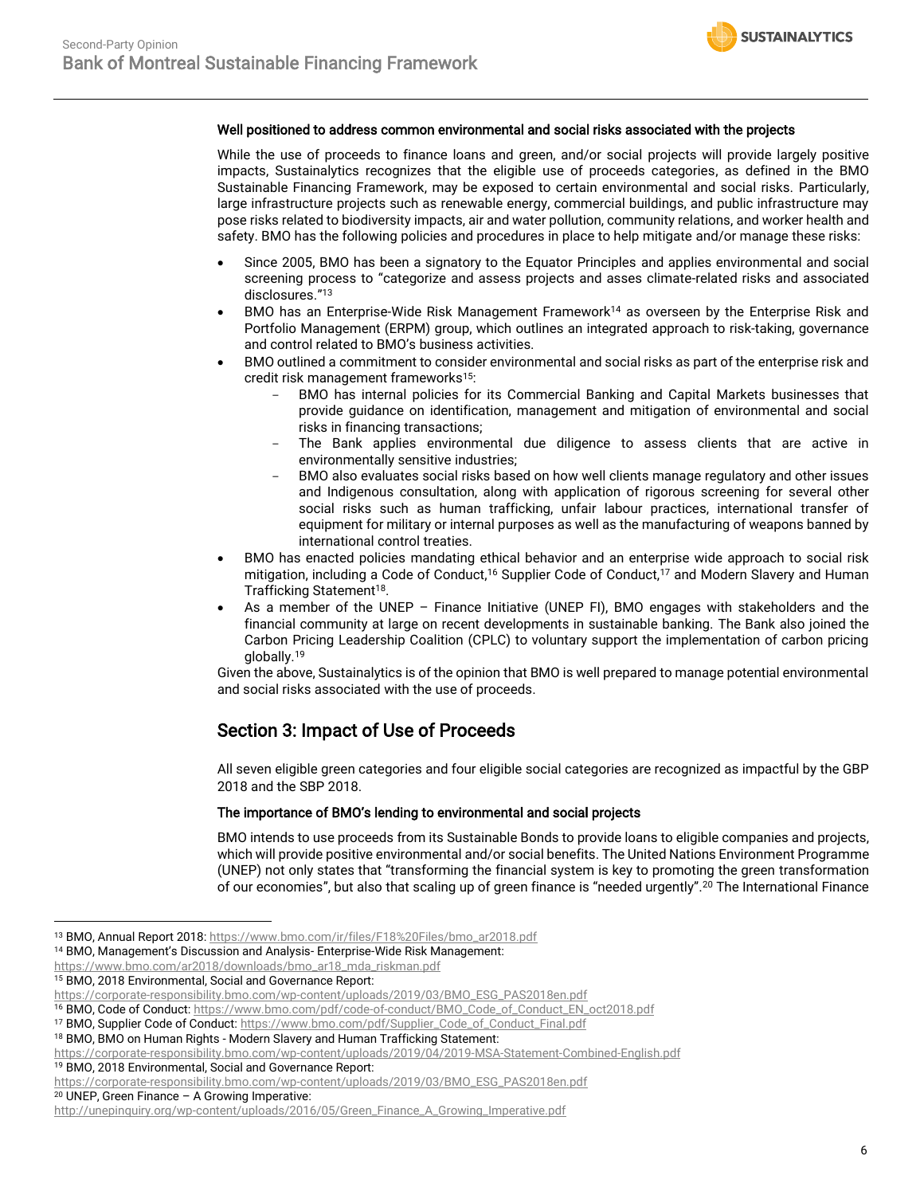### Well positioned to address common environmental and social risks associated with the projects

While the use of proceeds to finance loans and green, and/or social projects will provide largely positive impacts, Sustainalytics recognizes that the eligible use of proceeds categories, as defined in the BMO Sustainable Financing Framework, may be exposed to certain environmental and social risks. Particularly, large infrastructure projects such as renewable energy, commercial buildings, and public infrastructure may pose risks related to biodiversity impacts, air and water pollution, community relations, and worker health and safety. BMO has the following policies and procedures in place to help mitigate and/or manage these risks:

- Since 2005, BMO has been a signatory to the Equator Principles and applies environmental and social screening process to "categorize and assess projects and asses climate-related risks and associated disclosures."[13]
- BMO has an Enterprise-Wide Risk Management Framework[14] as overseen by the Enterprise Risk and Portfolio Management (ERPM) group, which outlines an integrated approach to risk-taking, governance and control related to BMO's business activities.
- BMO outlined a commitment to consider environmental and social risks as part of the enterprise risk and credit risk management frameworks[15]:
  - BMO has internal policies for its Commercial Banking and Capital Markets businesses that provide guidance on identification, management and mitigation of environmental and social risks in financing transactions;
  - The Bank applies environmental due diligence to assess clients that are active in environmentally sensitive industries;
  - BMO also evaluates social risks based on how well clients manage regulatory and other issues and Indigenous consultation, along with application of rigorous screening for several other social risks such as human trafficking, unfair labour practices, international transfer of equipment for military or internal purposes as well as the manufacturing of weapons banned by international control treaties.
- BMO has enacted policies mandating ethical behavior and an enterprise wide approach to social risk mitigation, including a Code of Conduct,[16] Supplier Code of Conduct,[17] and Modern Slavery and Human Trafficking Statement[18].
- As a member of the UNEP – Finance Initiative (UNEP FI), BMO engages with stakeholders and the financial community at large on recent developments in sustainable banking. The Bank also joined the Carbon Pricing Leadership Coalition (CPLC) to voluntary support the implementation of carbon pricing globally.[19]

Given the above, Sustainalytics is of the opinion that BMO is well prepared to manage potential environmental and social risks associated with the use of proceeds.

## Section 3: Impact of Use of Proceeds

All seven eligible green categories and four eligible social categories are recognized as impactful by the GBP 2018 and the SBP 2018.

### The importance of BMO's lending to environmental and social projects

BMO intends to use proceeds from its Sustainable Bonds to provide loans to eligible companies and projects, which will provide positive environmental and/or social benefits. The United Nations Environment Programme (UNEP) not only states that "transforming the financial system is key to promoting the green transformation of our economies", but also that scaling up of green finance is "needed urgently".[20] The International Finance

---

[13] BMO, Annual Report 2018: https://www.bmo.com/ir/files/F18%20Files/bmo_ar2018.pdf
[14] BMO, Management's Discussion and Analysis- Enterprise-Wide Risk Management: https://www.bmo.com/ar2018/downloads/bmo_ar18_mda_riskman.pdf
[15] BMO, 2018 Environmental, Social and Governance Report: https://corporate-responsibility.bmo.com/wp-content/uploads/2019/03/BMO_ESG_PAS2018en.pdf
[16] BMO, Code of Conduct: https://www.bmo.com/pdf/code-of-conduct/BMO_Code_of_Conduct_EN_oct2018.pdf
[17] BMO, Supplier Code of Conduct: https://www.bmo.com/pdf/Supplier_Code_of_Conduct_Final.pdf
[18] BMO, BMO on Human Rights - Modern Slavery and Human Trafficking Statement: https://corporate-responsibility.bmo.com/wp-content/uploads/2019/04/2019-MSA-Statement-Combined-English.pdf
[19] BMO, 2018 Environmental, Social and Governance Report: https://corporate-responsibility.bmo.com/wp-content/uploads/2019/03/BMO_ESG_PAS2018en.pdf
[20] UNEP, Green Finance – A Growing Imperative: http://unepinquiry.org/wp-content/uploads/2016/05/Green_Finance_A_Growing_Imperative.pdf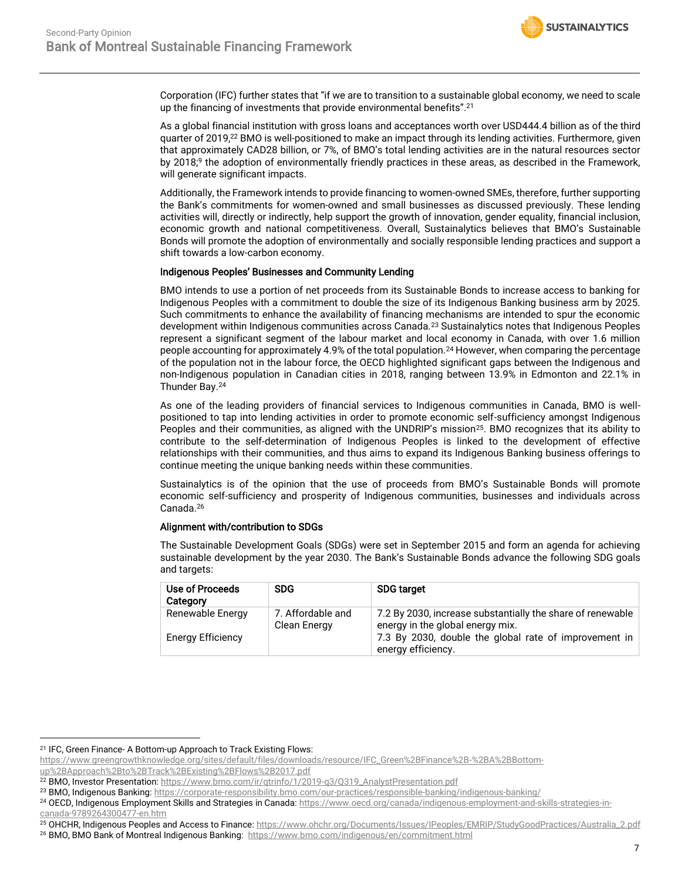Corporation (IFC) further states that "if we are to transition to a sustainable global economy, we need to scale up the financing of investments that provide environmental benefits".[21]

As a global financial institution with gross loans and acceptances worth over USD444.4 billion as of the third quarter of 2019,[22] BMO is well-positioned to make an impact through its lending activities. Furthermore, given that approximately CAD28 billion, or 7%, of BMO's total lending activities are in the natural resources sector by 2018;[9] the adoption of environmentally friendly practices in these areas, as described in the Framework, will generate significant impacts.

Additionally, the Framework intends to provide financing to women-owned SMEs, therefore, further supporting the Bank's commitments for women-owned and small businesses as discussed previously. These lending activities will, directly or indirectly, help support the growth of innovation, gender equality, financial inclusion, economic growth and national competitiveness. Overall, Sustainalytics believes that BMO's Sustainable Bonds will promote the adoption of environmentally and socially responsible lending practices and support a shift towards a low-carbon economy.

### Indigenous Peoples' Businesses and Community Lending

BMO intends to use a portion of net proceeds from its Sustainable Bonds to increase access to banking for Indigenous Peoples with a commitment to double the size of its Indigenous Banking business arm by 2025. Such commitments to enhance the availability of financing mechanisms are intended to spur the economic development within Indigenous communities across Canada.[23] Sustainalytics notes that Indigenous Peoples represent a significant segment of the labour market and local economy in Canada, with over 1.6 million people accounting for approximately 4.9% of the total population.[24] However, when comparing the percentage of the population not in the labour force, the OECD highlighted significant gaps between the Indigenous and non-Indigenous population in Canadian cities in 2018, ranging between 13.9% in Edmonton and 22.1% in Thunder Bay.[24]

As one of the leading providers of financial services to Indigenous communities in Canada, BMO is well-positioned to tap into lending activities in order to promote economic self-sufficiency amongst Indigenous Peoples and their communities, as aligned with the UNDRIP's mission[25]. BMO recognizes that its ability to contribute to the self-determination of Indigenous Peoples is linked to the development of effective relationships with their communities, and thus aims to expand its Indigenous Banking business offerings to continue meeting the unique banking needs within these communities.

Sustainalytics is of the opinion that the use of proceeds from BMO's Sustainable Bonds will promote economic self-sufficiency and prosperity of Indigenous communities, businesses and individuals across Canada.[26]

### Alignment with/contribution to SDGs

The Sustainable Development Goals (SDGs) were set in September 2015 and form an agenda for achieving sustainable development by the year 2030. The Bank's Sustainable Bonds advance the following SDG goals and targets:

| Use of Proceeds Category | SDG | SDG target |
|---|---|---|
| Renewable Energy<br><br>Energy Efficiency | 7. Affordable and Clean Energy | 7.2 By 2030, increase substantially the share of renewable energy in the global energy mix.<br>7.3 By 2030, double the global rate of improvement in energy efficiency. |

[21] IFC, Green Finance- A Bottom-up Approach to Track Existing Flows: https://www.greengrowthknowledge.org/sites/default/files/downloads/resource/IFC_Green%2BFinance%2B-%2BA%2BBottom-up%2BApproach%2Bto%2BTrack%2BExisting%2BFlows%2B2017.pdf

[22] BMO, Investor Presentation: https://www.bmo.com/ir/qtrinfo/1/2019-q3/Q319_AnalystPresentation.pdf

[23] BMO, Indigenous Banking: https://corporate-responsibility.bmo.com/our-practices/responsible-banking/indigenous-banking/

[24] OECD, Indigenous Employment Skills and Strategies in Canada: https://www.oecd.org/canada/indigenous-employment-and-skills-strategies-in-canada-9789264300477-en.htm

[25] OHCHR, Indigenous Peoples and Access to Finance: https://www.ohchr.org/Documents/Issues/IPeoples/EMRIP/StudyGoodPractices/Australia_2.pdf

[26] BMO, BMO Bank of Montreal Indigenous Banking: https://www.bmo.com/indigenous/en/commitment.html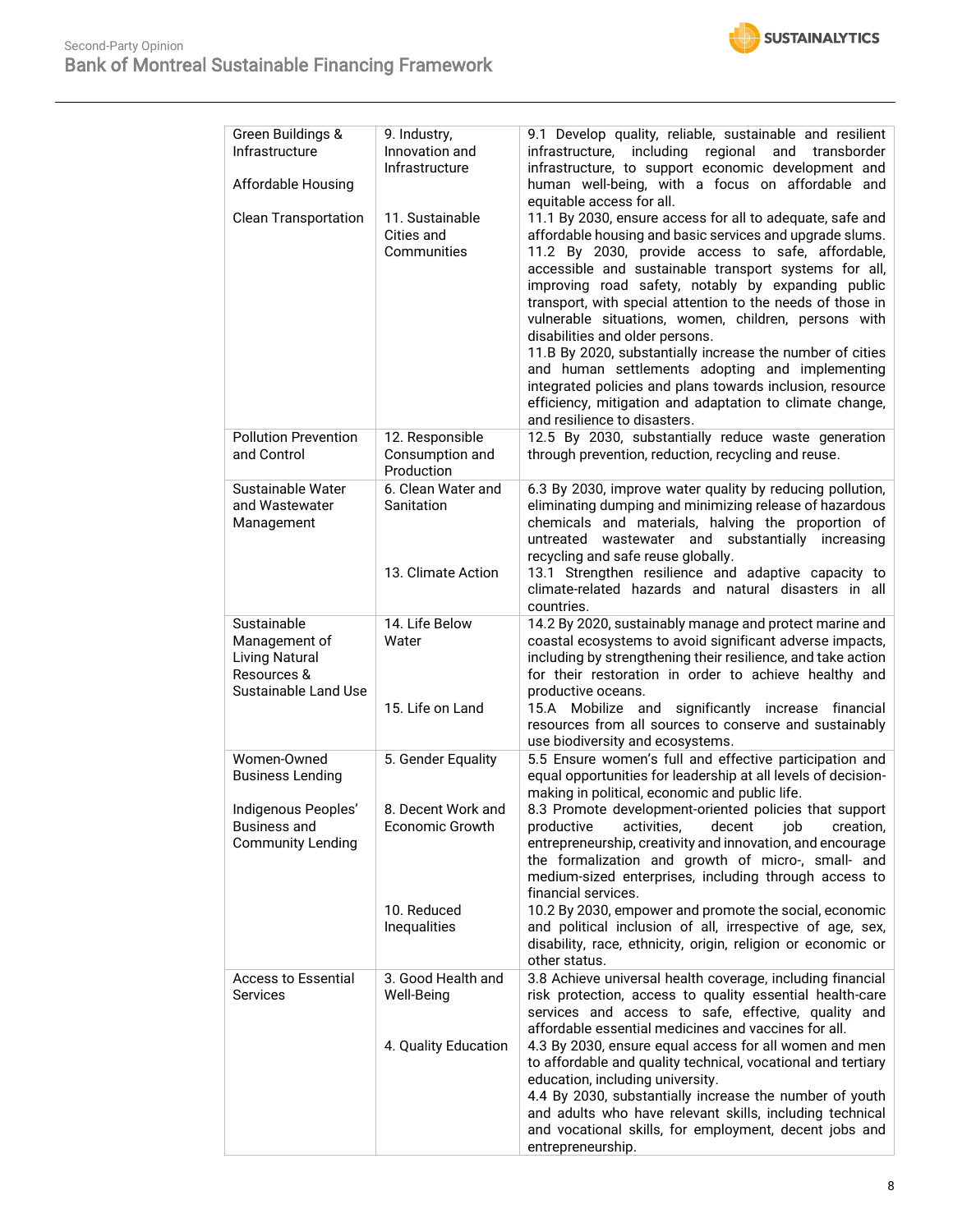| | | |
|---|---|---|
| Green Buildings & Infrastructure<br><br>Affordable Housing | 9. Industry, Innovation and Infrastructure | 9.1 Develop quality, reliable, sustainable and resilient infrastructure, including regional and transborder infrastructure, to support economic development and human well-being, with a focus on affordable and equitable access for all. |
| Clean Transportation | 11. Sustainable Cities and Communities | 11.1 By 2030, ensure access for all to adequate, safe and affordable housing and basic services and upgrade slums.<br>11.2 By 2030, provide access to safe, affordable, accessible and sustainable transport systems for all, improving road safety, notably by expanding public transport, with special attention to the needs of those in vulnerable situations, women, children, persons with disabilities and older persons.<br>11.B By 2020, substantially increase the number of cities and human settlements adopting and implementing integrated policies and plans towards inclusion, resource efficiency, mitigation and adaptation to climate change, and resilience to disasters. |
| Pollution Prevention and Control | 12. Responsible Consumption and Production | 12.5 By 2030, substantially reduce waste generation through prevention, reduction, recycling and reuse. |
| Sustainable Water and Wastewater Management | 6. Clean Water and Sanitation<br><br>13. Climate Action | 6.3 By 2030, improve water quality by reducing pollution, eliminating dumping and minimizing release of hazardous chemicals and materials, halving the proportion of untreated wastewater and substantially increasing recycling and safe reuse globally.<br>13.1 Strengthen resilience and adaptive capacity to climate-related hazards and natural disasters in all countries. |
| Sustainable Management of Living Natural Resources & Sustainable Land Use | 14. Life Below Water<br><br>15. Life on Land | 14.2 By 2020, sustainably manage and protect marine and coastal ecosystems to avoid significant adverse impacts, including by strengthening their resilience, and take action for their restoration in order to achieve healthy and productive oceans.<br>15.A Mobilize and significantly increase financial resources from all sources to conserve and sustainably use biodiversity and ecosystems. |
| Women-Owned Business Lending<br><br>Indigenous Peoples' Business and Community Lending | 5. Gender Equality<br><br>8. Decent Work and Economic Growth<br><br>10. Reduced Inequalities | 5.5 Ensure women's full and effective participation and equal opportunities for leadership at all levels of decision-making in political, economic and public life.<br>8.3 Promote development-oriented policies that support productive activities, decent job creation, entrepreneurship, creativity and innovation, and encourage the formalization and growth of micro-, small- and medium-sized enterprises, including through access to financial services.<br>10.2 By 2030, empower and promote the social, economic and political inclusion of all, irrespective of age, sex, disability, race, ethnicity, origin, religion or economic or other status. |
| Access to Essential Services | 3. Good Health and Well-Being<br><br>4. Quality Education | 3.8 Achieve universal health coverage, including financial risk protection, access to quality essential health-care services and access to safe, effective, quality and affordable essential medicines and vaccines for all.<br>4.3 By 2030, ensure equal access for all women and men to affordable and quality technical, vocational and tertiary education, including university.<br>4.4 By 2030, substantially increase the number of youth and adults who have relevant skills, including technical and vocational skills, for employment, decent jobs and entrepreneurship. |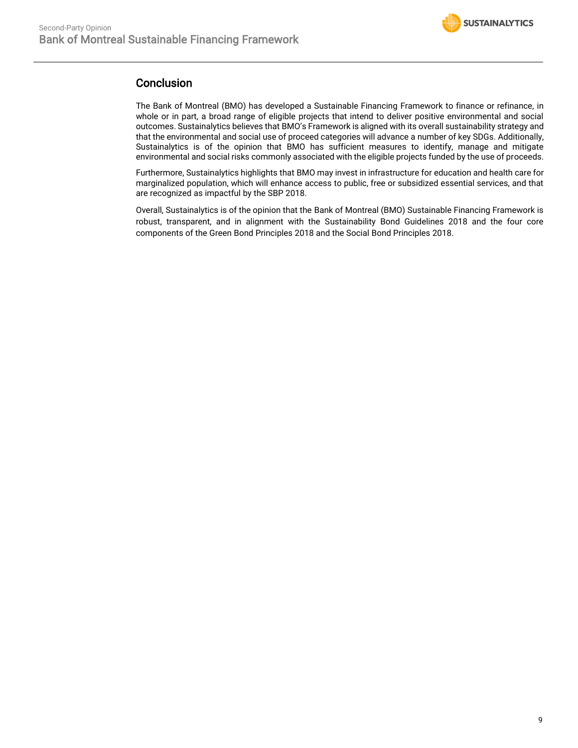## Conclusion

The Bank of Montreal (BMO) has developed a Sustainable Financing Framework to finance or refinance, in whole or in part, a broad range of eligible projects that intend to deliver positive environmental and social outcomes. Sustainalytics believes that BMO's Framework is aligned with its overall sustainability strategy and that the environmental and social use of proceed categories will advance a number of key SDGs. Additionally, Sustainalytics is of the opinion that BMO has sufficient measures to identify, manage and mitigate environmental and social risks commonly associated with the eligible projects funded by the use of proceeds.

Furthermore, Sustainalytics highlights that BMO may invest in infrastructure for education and health care for marginalized population, which will enhance access to public, free or subsidized essential services, and that are recognized as impactful by the SBP 2018.

Overall, Sustainalytics is of the opinion that the Bank of Montreal (BMO) Sustainable Financing Framework is robust, transparent, and in alignment with the Sustainability Bond Guidelines 2018 and the four core components of the Green Bond Principles 2018 and the Social Bond Principles 2018.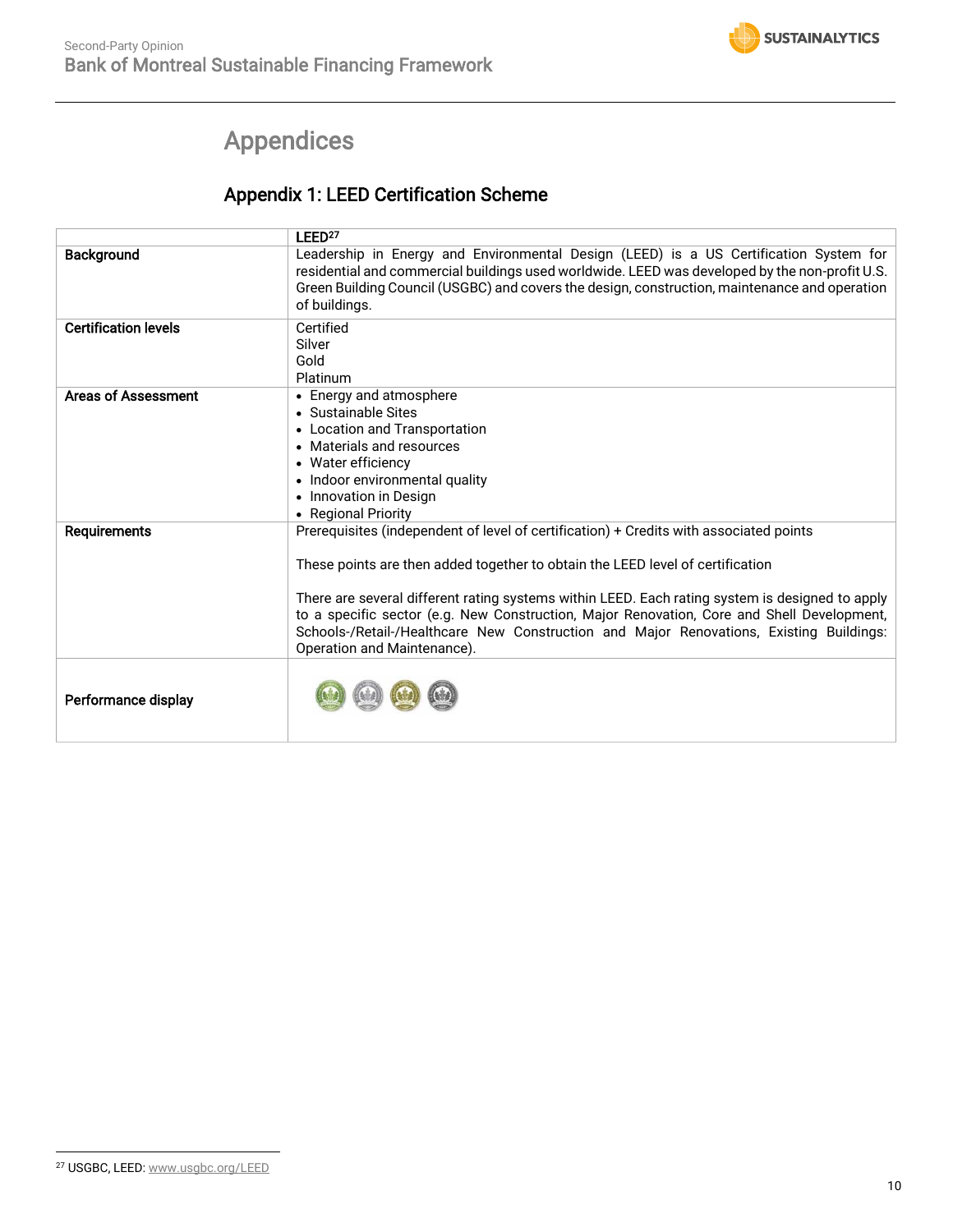# Appendices

## Appendix 1: LEED Certification Scheme

| | LEED[27] |
|---|---|
| **Background** | Leadership in Energy and Environmental Design (LEED) is a US Certification System for residential and commercial buildings used worldwide. LEED was developed by the non-profit U.S. Green Building Council (USGBC) and covers the design, construction, maintenance and operation of buildings. |
| **Certification levels** | Certified<br>Silver<br>Gold<br>Platinum |
| **Areas of Assessment** | • Energy and atmosphere<br>• Sustainable Sites<br>• Location and Transportation<br>• Materials and resources<br>• Water efficiency<br>• Indoor environmental quality<br>• Innovation in Design<br>• Regional Priority |
| **Requirements** | Prerequisites (independent of level of certification) + Credits with associated points<br><br>These points are then added together to obtain the LEED level of certification<br><br>There are several different rating systems within LEED. Each rating system is designed to apply to a specific sector (e.g. New Construction, Major Renovation, Core and Shell Development, Schools-/Retail-/Healthcare New Construction and Major Renovations, Existing Buildings: Operation and Maintenance). |
| **Performance display** | |

[27] USGBC, LEED: www.usgbc.org/LEED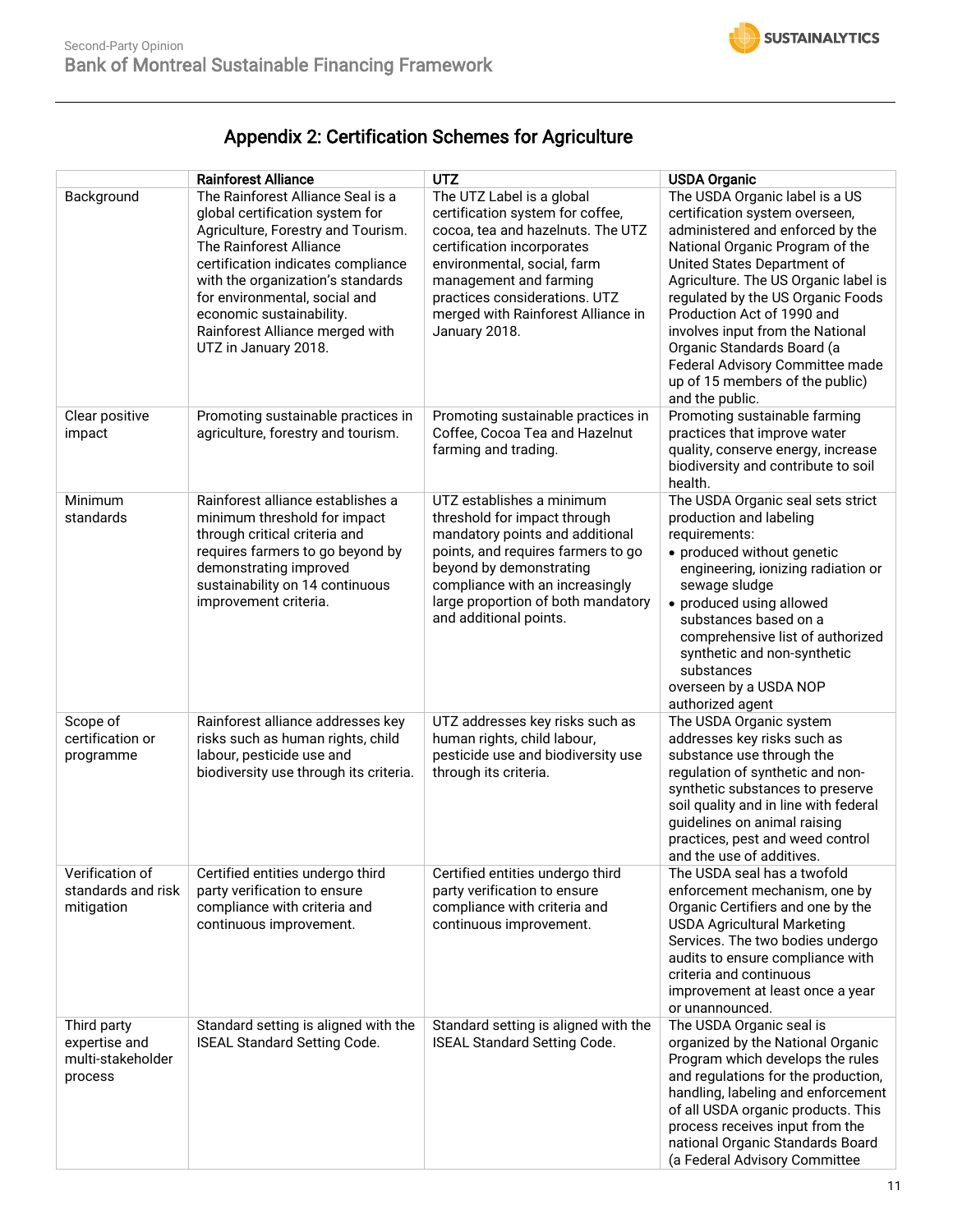## Appendix 2: Certification Schemes for Agriculture

| | Rainforest Alliance | UTZ | USDA Organic |
|---|---|---|---|
| Background | The Rainforest Alliance Seal is a global certification system for Agriculture, Forestry and Tourism. The Rainforest Alliance certification indicates compliance with the organization's standards for environmental, social and economic sustainability. Rainforest Alliance merged with UTZ in January 2018. | The UTZ Label is a global certification system for coffee, cocoa, tea and hazelnuts. The UTZ certification incorporates environmental, social, farm management and farming practices considerations. UTZ merged with Rainforest Alliance in January 2018. | The USDA Organic label is a US certification system overseen, administered and enforced by the National Organic Program of the United States Department of Agriculture. The US Organic label is regulated by the US Organic Foods Production Act of 1990 and involves input from the National Organic Standards Board (a Federal Advisory Committee made up of 15 members of the public) and the public. |
| Clear positive impact | Promoting sustainable practices in agriculture, forestry and tourism. | Promoting sustainable practices in Coffee, Cocoa Tea and Hazelnut farming and trading. | Promoting sustainable farming practices that improve water quality, conserve energy, increase biodiversity and contribute to soil health. |
| Minimum standards | Rainforest alliance establishes a minimum threshold for impact through critical criteria and requires farmers to go beyond by demonstrating improved sustainability on 14 continuous improvement criteria. | UTZ establishes a minimum threshold for impact through mandatory points and additional points, and requires farmers to go beyond by demonstrating compliance with an increasingly large proportion of both mandatory and additional points. | The USDA Organic seal sets strict production and labeling requirements:<br>• produced without genetic engineering, ionizing radiation or sewage sludge<br>• produced using allowed substances based on a comprehensive list of authorized synthetic and non-synthetic substances<br>overseen by a USDA NOP authorized agent |
| Scope of certification or programme | Rainforest alliance addresses key risks such as human rights, child labour, pesticide use and biodiversity use through its criteria. | UTZ addresses key risks such as human rights, child labour, pesticide use and biodiversity use through its criteria. | The USDA Organic system addresses key risks such as substance use through the regulation of synthetic and non-synthetic substances to preserve soil quality and in line with federal guidelines on animal raising practices, pest and weed control and the use of additives. |
| Verification of standards and risk mitigation | Certified entities undergo third party verification to ensure compliance with criteria and continuous improvement. | Certified entities undergo third party verification to ensure compliance with criteria and continuous improvement. | The USDA seal has a twofold enforcement mechanism, one by Organic Certifiers and one by the USDA Agricultural Marketing Services. The two bodies undergo audits to ensure compliance with criteria and continuous improvement at least once a year or unannounced. |
| Third party expertise and multi-stakeholder process | Standard setting is aligned with the ISEAL Standard Setting Code. | Standard setting is aligned with the ISEAL Standard Setting Code. | The USDA Organic seal is organized by the National Organic Program which develops the rules and regulations for the production, handling, labeling and enforcement of all USDA organic products. This process receives input from the national Organic Standards Board (a Federal Advisory Committee |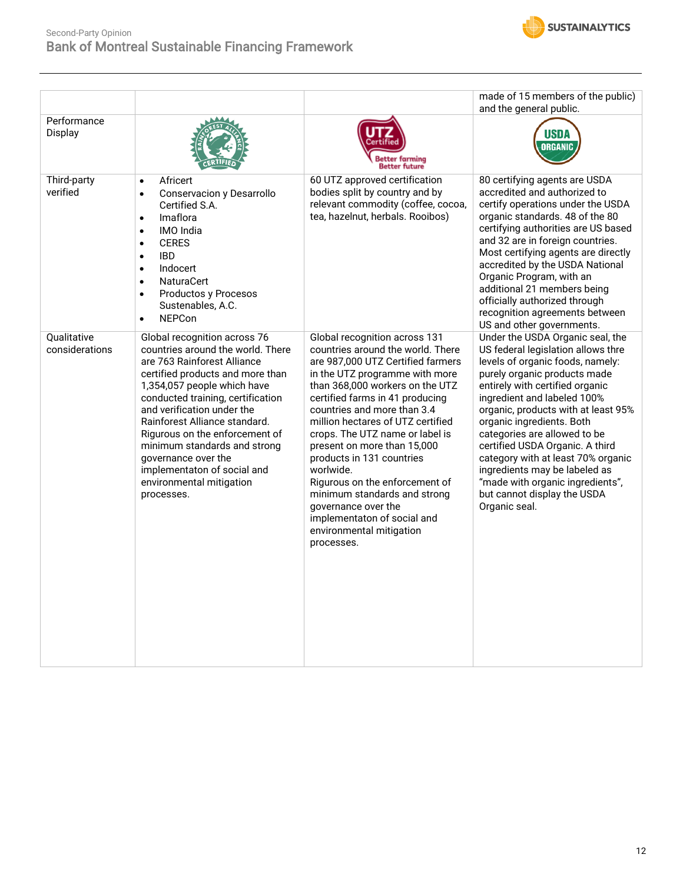| | | | |
|---|---|---|---|
| | | | made of 15 members of the public) and the general public. |
| Performance Display | | | |
| Third-party verified | • Africert<br>• Conservacion y Desarrollo Certified S.A.<br>• Imaflora<br>• IMO India<br>• CERES<br>• IBD<br>• Indocert<br>• NaturaCert<br>• Productos y Procesos Sustenables, A.C.<br>• NEPCon | 60 UTZ approved certification bodies split by country and by relevant commodity (coffee, cocoa, tea, hazelnut, herbals. Rooibos) | 80 certifying agents are USDA accredited and authorized to certify operations under the USDA organic standards. 48 of the 80 certifying authorities are US based and 32 are in foreign countries. Most certifying agents are directly accredited by the USDA National Organic Program, with an additional 21 members being officially authorized through recognition agreements between US and other governments. |
| Qualitative considerations | Global recognition across 76 countries around the world. There are 763 Rainforest Alliance certified products and more than 1,354,057 people which have conducted training, certification and verification under the Rainforest Alliance standard.<br>Rigurous on the enforcement of minimum standards and strong governance over the implementaton of social and environmental mitigation processes. | Global recognition across 131 countries around the world. There are 987,000 UTZ Certified farmers in the UTZ programme with more than 368,000 workers on the UTZ certified farms in 41 producing countries and more than 3.4 million hectares of UTZ certified crops. The UTZ name or label is present on more than 15,000 products in 131 countries worlwide.<br>Rigurous on the enforcement of minimum standards and strong governance over the implementaton of social and environmental mitigation processes. | Under the USDA Organic seal, the US federal legislation allows thre levels of organic foods, namely: purely organic products made entirely with certified organic ingredient and labeled 100% organic, products with at least 95% organic ingredients. Both categories are allowed to be certified USDA Organic. A third category with at least 70% organic ingredients may be labeled as "made with organic ingredients", but cannot display the USDA Organic seal. |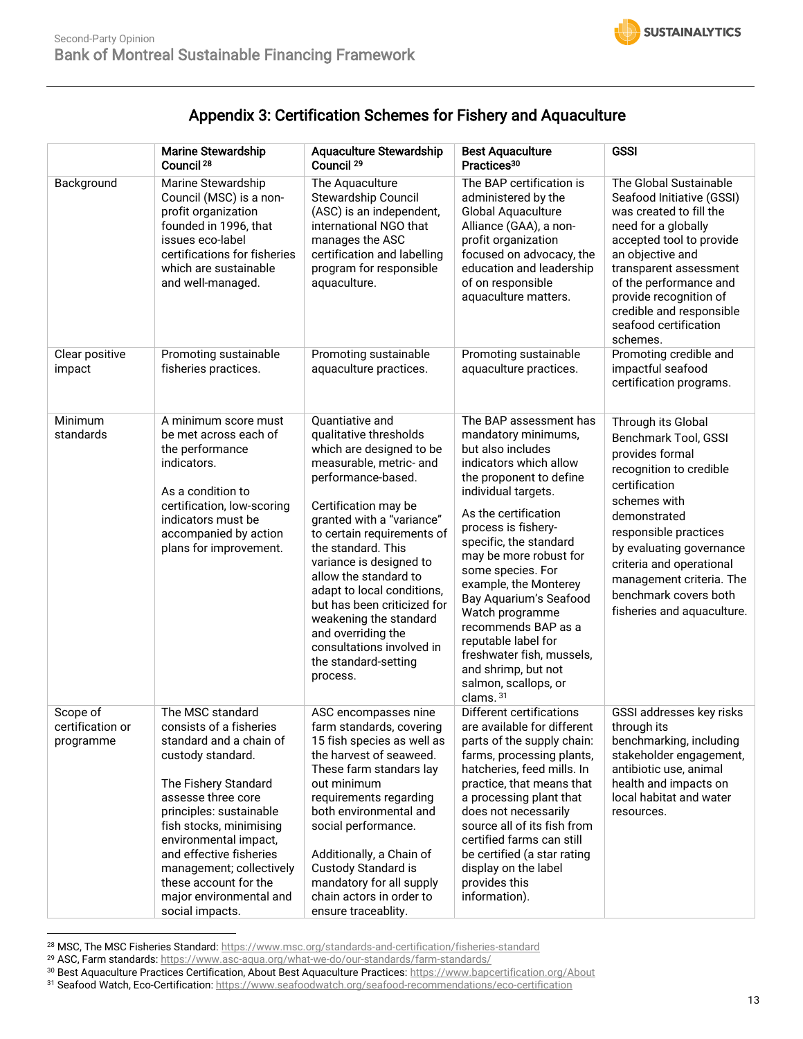## Appendix 3: Certification Schemes for Fishery and Aquaculture

| | Marine Stewardship Council[28] | Aquaculture Stewardship Council[29] | Best Aquaculture Practices[30] | GSSI |
|---|---|---|---|---|
| Background | Marine Stewardship Council (MSC) is a non-profit organization founded in 1996, that issues eco-label certifications for fisheries which are sustainable and well-managed. | The Aquaculture Stewardship Council (ASC) is an independent, international NGO that manages the ASC certification and labelling program for responsible aquaculture. | The BAP certification is administered by the Global Aquaculture Alliance (GAA), a non-profit organization focused on advocacy, the education and leadership of on responsible aquaculture matters. | The Global Sustainable Seafood Initiative (GSSI) was created to fill the need for a globally accepted tool to provide an objective and transparent assessment of the performance and provide recognition of credible and responsible seafood certification schemes. |
| Clear positive impact | Promoting sustainable fisheries practices. | Promoting sustainable aquaculture practices. | Promoting sustainable aquaculture practices. | Promoting credible and impactful seafood certification programs. |
| Minimum standards | A minimum score must be met across each of the performance indicators.<br><br>As a condition to certification, low-scoring indicators must be accompanied by action plans for improvement. | Quantiative and qualitative thresholds which are designed to be measurable, metric- and performance-based.<br><br>Certification may be granted with a "variance" to certain requirements of the standard. This variance is designed to allow the standard to adapt to local conditions, but has been criticized for weakening the standard and overriding the consultations involved in the standard-setting process. | The BAP assessment has mandatory minimums, but also includes indicators which allow the proponent to define individual targets.<br><br>As the certification process is fishery-specific, the standard may be more robust for some species. For example, the Monterey Bay Aquarium's Seafood Watch programme recommends BAP as a reputable label for freshwater fish, mussels, and shrimp, but not salmon, scallops, or clams.[31] | Through its Global Benchmark Tool, GSSI provides formal recognition to credible certification schemes with demonstrated responsible practices by evaluating governance criteria and operational management criteria. The benchmark covers both fisheries and aquaculture. |
| Scope of certification or programme | The MSC standard consists of a fisheries standard and a chain of custody standard.<br><br>The Fishery Standard assesse three core principles: sustainable fish stocks, minimising environmental impact, and effective fisheries management; collectively these account for the major environmental and social impacts. | ASC encompasses nine farm standards, covering 15 fish species as well as the harvest of seaweed. These farm standars lay out minimum requirements regarding both environmental and social performance.<br><br>Additionally, a Chain of Custody Standard is mandatory for all supply chain actors in order to ensure traceablity. | Different certifications are available for different parts of the supply chain: farms, processing plants, hatcheries, feed mills. In practice, that means that a processing plant that does not necessarily source all of its fish from certified farms can still be certified (a star rating display on the label provides this information). | GSSI addresses key risks through its benchmarking, including stakeholder engagement, antibiotic use, animal health and impacts on local habitat and water resources. |

[28] MSC, The MSC Fisheries Standard: https://www.msc.org/standards-and-certification/fisheries-standard
[29] ASC, Farm standards: https://www.asc-aqua.org/what-we-do/our-standards/farm-standards/
[30] Best Aquaculture Practices Certification, About Best Aquaculture Practices: https://www.bapcertification.org/About
[31] Seafood Watch, Eco-Certification: https://www.seafoodwatch.org/seafood-recommendations/eco-certification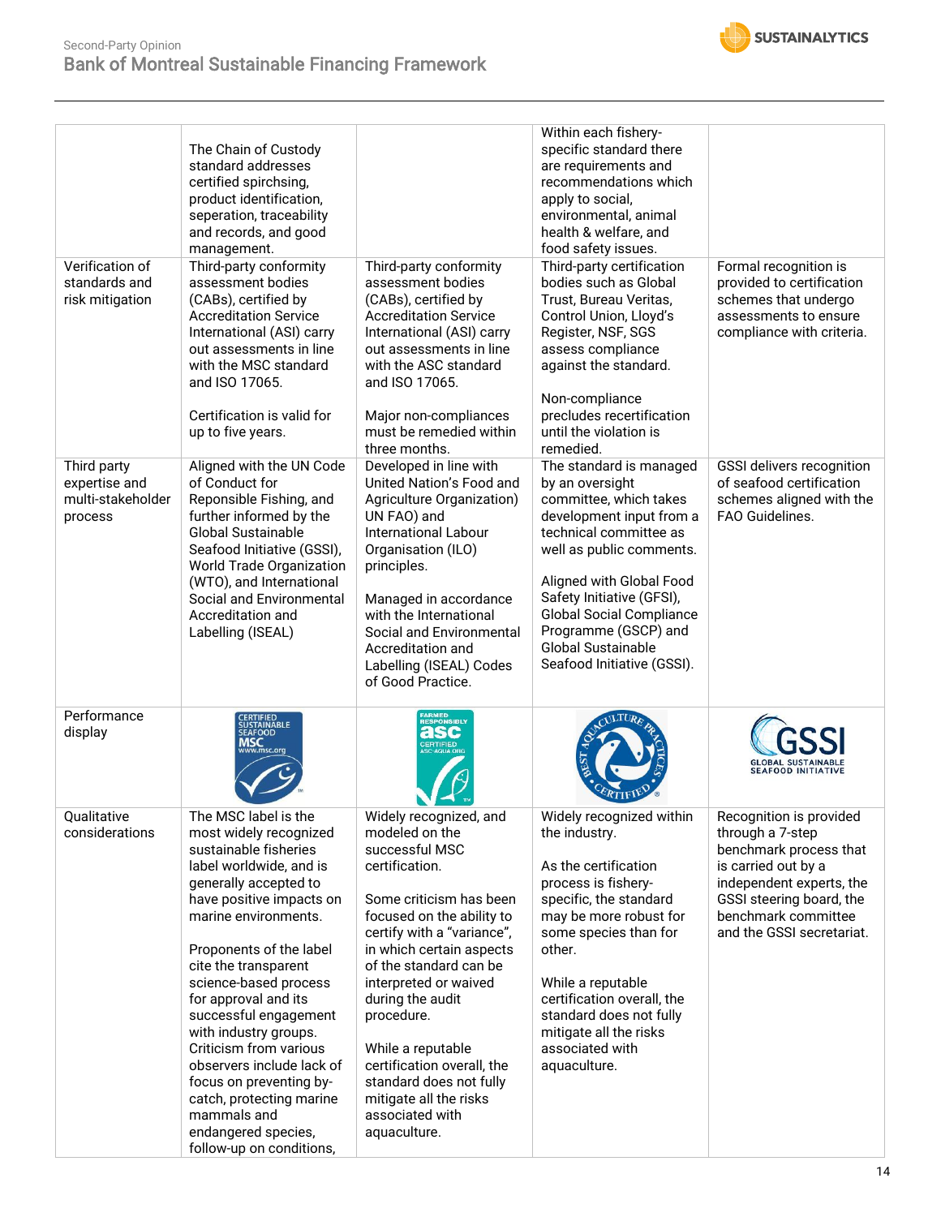| | | | | |
|---|---|---|---|---|
| | The Chain of Custody standard addresses certified spirchsing, product identification, seperation, traceability and records, and good management. | | Within each fishery-specific standard there are requirements and recommendations which apply to social, environmental, animal health & welfare, and food safety issues. | |
| Verification of standards and risk mitigation | Third-party conformity assessment bodies (CABs), certified by Accreditation Service International (ASI) carry out assessments in line with the MSC standard and ISO 17065.<br><br>Certification is valid for up to five years. | Third-party conformity assessment bodies (CABs), certified by Accreditation Service International (ASI) carry out assessments in line with the ASC standard and ISO 17065.<br><br>Major non-compliances must be remedied within three months. | Third-party certification bodies such as Global Trust, Bureau Veritas, Control Union, Lloyd's Register, NSF, SGS assess compliance against the standard.<br><br>Non-compliance precludes recertification until the violation is remedied. | Formal recognition is provided to certification schemes that undergo assessments to ensure compliance with criteria. |
| Third party expertise and multi-stakeholder process | Aligned with the UN Code of Conduct for Reponsible Fishing, and further informed by the Global Sustainable Seafood Initiative (GSSI), World Trade Organization (WTO), and International Social and Environmental Accreditation and Labelling (ISEAL) | Developed in line with United Nation's Food and Agriculture Organization) UN FAO) and International Labour Organisation (ILO) principles.<br><br>Managed in accordance with the International Social and Environmental Accreditation and Labelling (ISEAL) Codes of Good Practice. | The standard is managed by an oversight committee, which takes development input from a technical committee as well as public comments.<br><br>Aligned with Global Food Safety Initiative (GFSI), Global Social Compliance Programme (GSCP) and Global Sustainable Seafood Initiative (GSSI). | GSSI delivers recognition of seafood certification schemes aligned with the FAO Guidelines. |
| Performance display | CERTIFIED SUSTAINABLE SEAFOOD MSC www.msc.org | FARMED RESPONSIBLY asc CERTIFIED ASC-AQUA.ORG | BEST AQUACULTURE PRACTICES CERTIFIED | GSSI GLOBAL SUSTAINABLE SEAFOOD INITIATIVE |
| Qualitative considerations | The MSC label is the most widely recognized sustainable fisheries label worldwide, and is generally accepted to have positive impacts on marine environments.<br><br>Proponents of the label cite the transparent science-based process for approval and its successful engagement with industry groups. Criticism from various observers include lack of focus on preventing by-catch, protecting marine mammals and endangered species, follow-up on conditions, | Widely recognized, and modeled on the successful MSC certification.<br><br>Some criticism has been focused on the ability to certify with a "variance", in which certain aspects of the standard can be interpreted or waived during the audit procedure.<br><br>While a reputable certification overall, the standard does not fully mitigate all the risks associated with aquaculture. | Widely recognized within the industry.<br><br>As the certification process is fishery-specific, the standard may be more robust for some species than for other.<br><br>While a reputable certification overall, the standard does not fully mitigate all the risks associated with aquaculture. | Recognition is provided through a 7-step benchmark process that is carried out by a independent experts, the GSSI steering board, the benchmark committee and the GSSI secretariat. |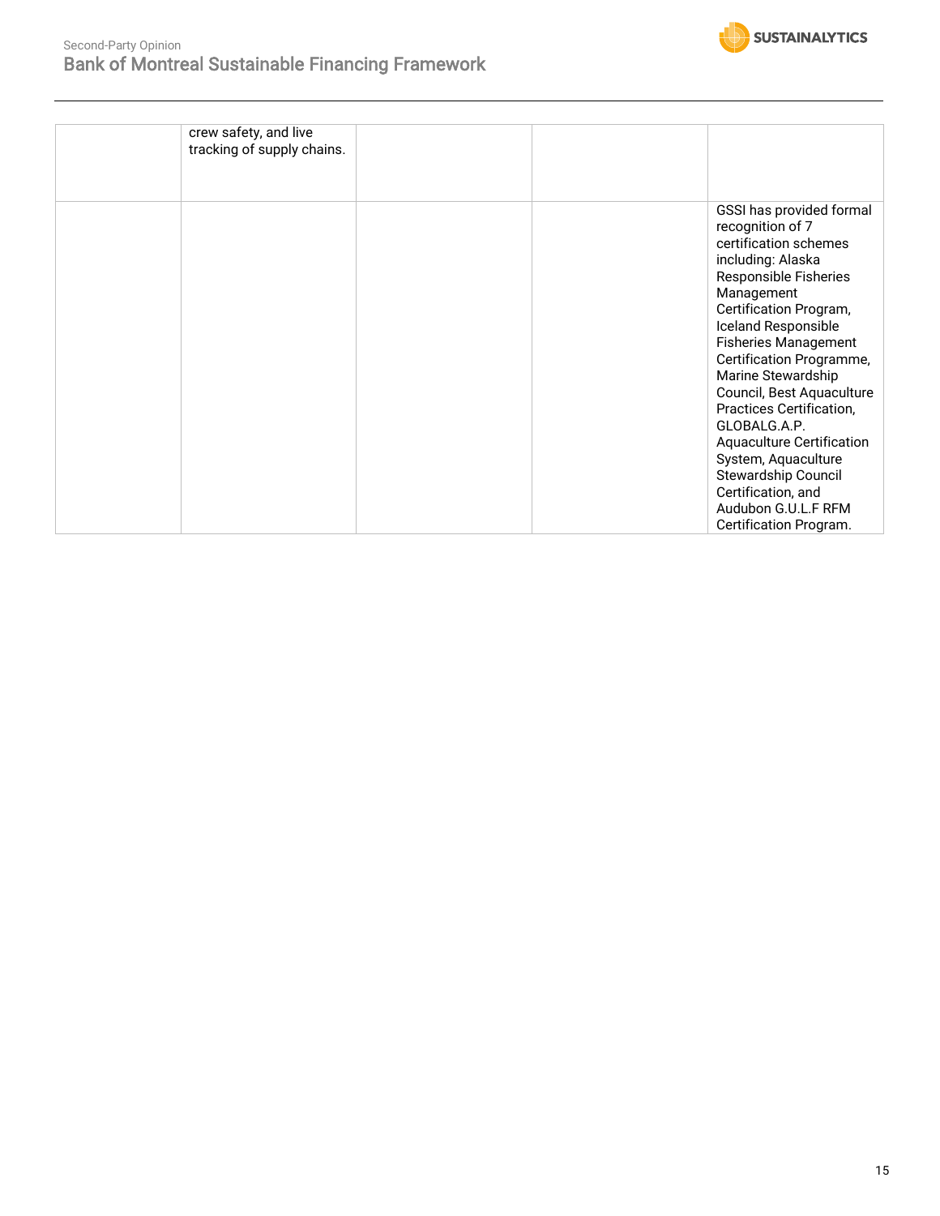| | | | | |
|---|---|---|---|---|
| | crew safety, and live tracking of supply chains. | | | |
| | | | | GSSI has provided formal recognition of 7 certification schemes including: Alaska Responsible Fisheries Management Certification Program, Iceland Responsible Fisheries Management Certification Programme, Marine Stewardship Council, Best Aquaculture Practices Certification, GLOBALG.A.P. Aquaculture Certification System, Aquaculture Stewardship Council Certification, and Audubon G.U.L.F RFM Certification Program. |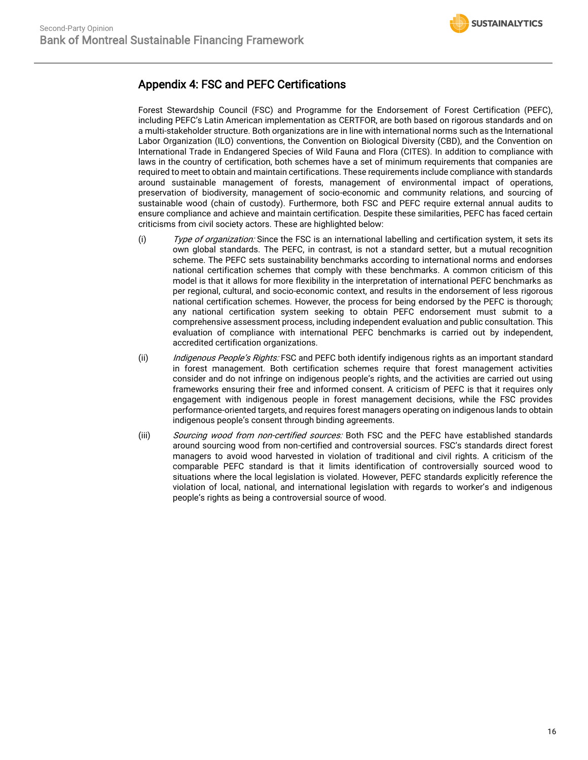## Appendix 4: FSC and PEFC Certifications

Forest Stewardship Council (FSC) and Programme for the Endorsement of Forest Certification (PEFC), including PEFC's Latin American implementation as CERTFOR, are both based on rigorous standards and on a multi-stakeholder structure. Both organizations are in line with international norms such as the International Labor Organization (ILO) conventions, the Convention on Biological Diversity (CBD), and the Convention on International Trade in Endangered Species of Wild Fauna and Flora (CITES). In addition to compliance with laws in the country of certification, both schemes have a set of minimum requirements that companies are required to meet to obtain and maintain certifications. These requirements include compliance with standards around sustainable management of forests, management of environmental impact of operations, preservation of biodiversity, management of socio-economic and community relations, and sourcing of sustainable wood (chain of custody). Furthermore, both FSC and PEFC require external annual audits to ensure compliance and achieve and maintain certification. Despite these similarities, PEFC has faced certain criticisms from civil society actors. These are highlighted below:

(i) *Type of organization:* Since the FSC is an international labelling and certification system, it sets its own global standards. The PEFC, in contrast, is not a standard setter, but a mutual recognition scheme. The PEFC sets sustainability benchmarks according to international norms and endorses national certification schemes that comply with these benchmarks. A common criticism of this model is that it allows for more flexibility in the interpretation of international PEFC benchmarks as per regional, cultural, and socio-economic context, and results in the endorsement of less rigorous national certification schemes. However, the process for being endorsed by the PEFC is thorough; any national certification system seeking to obtain PEFC endorsement must submit to a comprehensive assessment process, including independent evaluation and public consultation. This evaluation of compliance with international PEFC benchmarks is carried out by independent, accredited certification organizations.

(ii) *Indigenous People's Rights:* FSC and PEFC both identify indigenous rights as an important standard in forest management. Both certification schemes require that forest management activities consider and do not infringe on indigenous people's rights, and the activities are carried out using frameworks ensuring their free and informed consent. A criticism of PEFC is that it requires only engagement with indigenous people in forest management decisions, while the FSC provides performance-oriented targets, and requires forest managers operating on indigenous lands to obtain indigenous people's consent through binding agreements.

(iii) *Sourcing wood from non-certified sources:* Both FSC and the PEFC have established standards around sourcing wood from non-certified and controversial sources. FSC's standards direct forest managers to avoid wood harvested in violation of traditional and civil rights. A criticism of the comparable PEFC standard is that it limits identification of controversially sourced wood to situations where the local legislation is violated. However, PEFC standards explicitly reference the violation of local, national, and international legislation with regards to worker's and indigenous people's rights as being a controversial source of wood.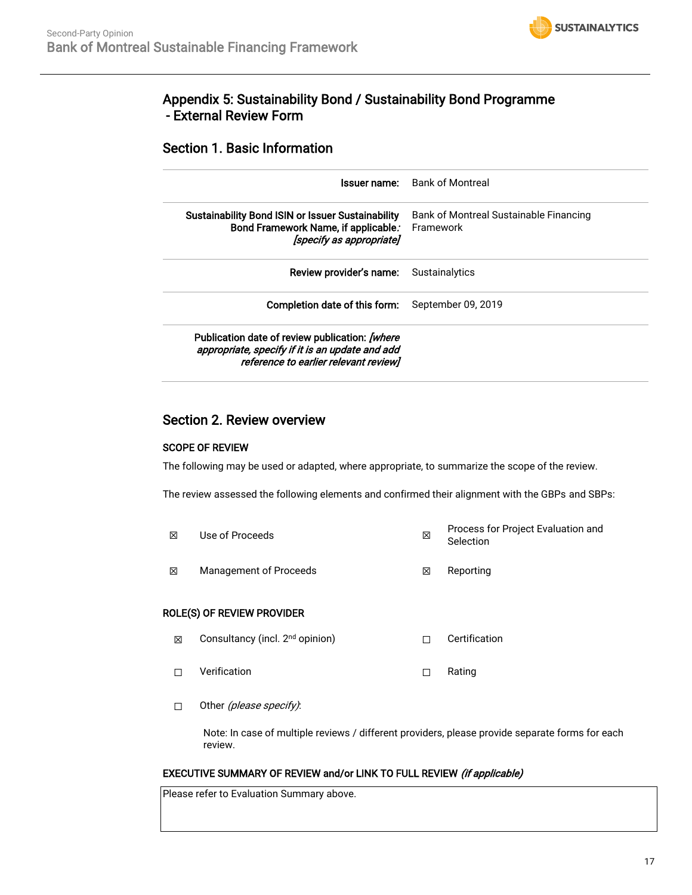# Appendix 5: Sustainability Bond / Sustainability Bond Programme - External Review Form

## Section 1. Basic Information

| | |
|---|---|
| **Issuer name:** | Bank of Montreal |
| **Sustainability Bond ISIN or Issuer Sustainability Bond Framework Name, if applicable:** *[specify as appropriate]* | Bank of Montreal Sustainable Financing Framework |
| **Review provider's name:** | Sustainalytics |
| **Completion date of this form:** | September 09, 2019 |
| **Publication date of review publication:** *[where appropriate, specify if it is an update and add reference to earlier relevant review]* | |

## Section 2. Review overview

**SCOPE OF REVIEW**

The following may be used or adapted, where appropriate, to summarize the scope of the review.

The review assessed the following elements and confirmed their alignment with the GBPs and SBPs:

| | | | |
|---|---|---|---|
| ☒ | Use of Proceeds | ☒ | Process for Project Evaluation and Selection |
| ☒ | Management of Proceeds | ☒ | Reporting |

**ROLE(S) OF REVIEW PROVIDER**

| | | | |
|---|---|---|---|
| ☒ | Consultancy (incl. 2nd opinion) | ☐ | Certification |
| ☐ | Verification | ☐ | Rating |
| ☐ | Other *(please specify)*: | | |

Note: In case of multiple reviews / different providers, please provide separate forms for each review.

**EXECUTIVE SUMMARY OF REVIEW and/or LINK TO FULL REVIEW** *(if applicable)*

Please refer to Evaluation Summary above.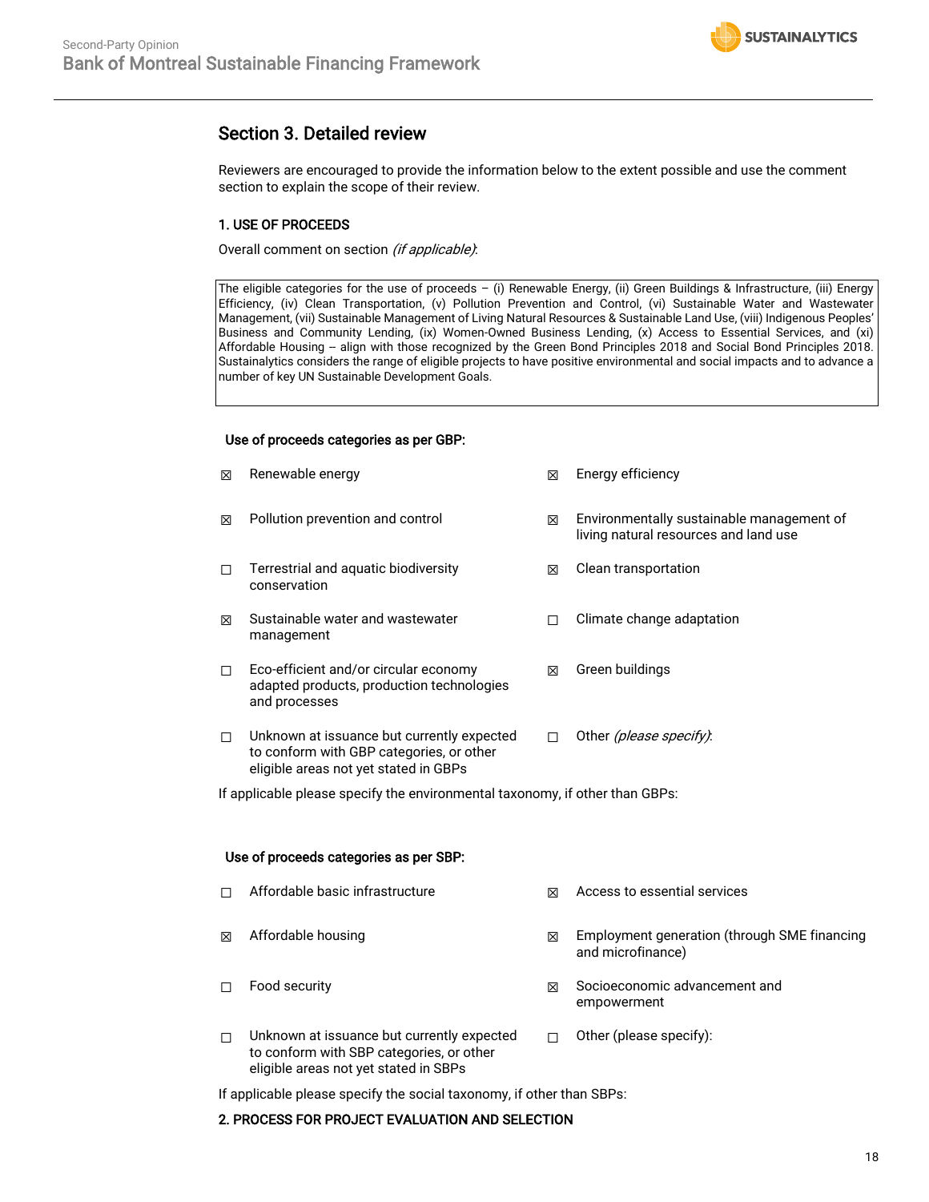## Section 3. Detailed review

Reviewers are encouraged to provide the information below to the extent possible and use the comment section to explain the scope of their review.

### 1. USE OF PROCEEDS

Overall comment on section *(if applicable)*:

| The eligible categories for the use of proceeds – (i) Renewable Energy, (ii) Green Buildings & Infrastructure, (iii) Energy Efficiency, (iv) Clean Transportation, (v) Pollution Prevention and Control, (vi) Sustainable Water and Wastewater Management, (vii) Sustainable Management of Living Natural Resources & Sustainable Land Use, (viii) Indigenous Peoples' Business and Community Lending, (ix) Women-Owned Business Lending, (x) Access to Essential Services, and (xi) Affordable Housing – align with those recognized by the Green Bond Principles 2018 and Social Bond Principles 2018. Sustainalytics considers the range of eligible projects to have positive environmental and social impacts and to advance a number of key UN Sustainable Development Goals. |
|---|

**Use of proceeds categories as per GBP:**

- ☒ Renewable energy
- ☒ Energy efficiency
- ☒ Pollution prevention and control
- ☒ Environmentally sustainable management of living natural resources and land use
- ☐ Terrestrial and aquatic biodiversity conservation
- ☒ Clean transportation
- ☒ Sustainable water and wastewater management
- ☐ Climate change adaptation
- ☐ Eco-efficient and/or circular economy adapted products, production technologies and processes
- ☒ Green buildings
- ☐ Unknown at issuance but currently expected to conform with GBP categories, or other eligible areas not yet stated in GBPs
- ☐ Other *(please specify)*:

If applicable please specify the environmental taxonomy, if other than GBPs:

**Use of proceeds categories as per SBP:**

- ☐ Affordable basic infrastructure
- ☒ Access to essential services
- ☒ Affordable housing
- ☒ Employment generation (through SME financing and microfinance)
- ☐ Food security
- ☒ Socioeconomic advancement and empowerment
- ☐ Unknown at issuance but currently expected to conform with SBP categories, or other eligible areas not yet stated in SBPs
- ☐ Other (please specify):

If applicable please specify the social taxonomy, if other than SBPs:

### 2. PROCESS FOR PROJECT EVALUATION AND SELECTION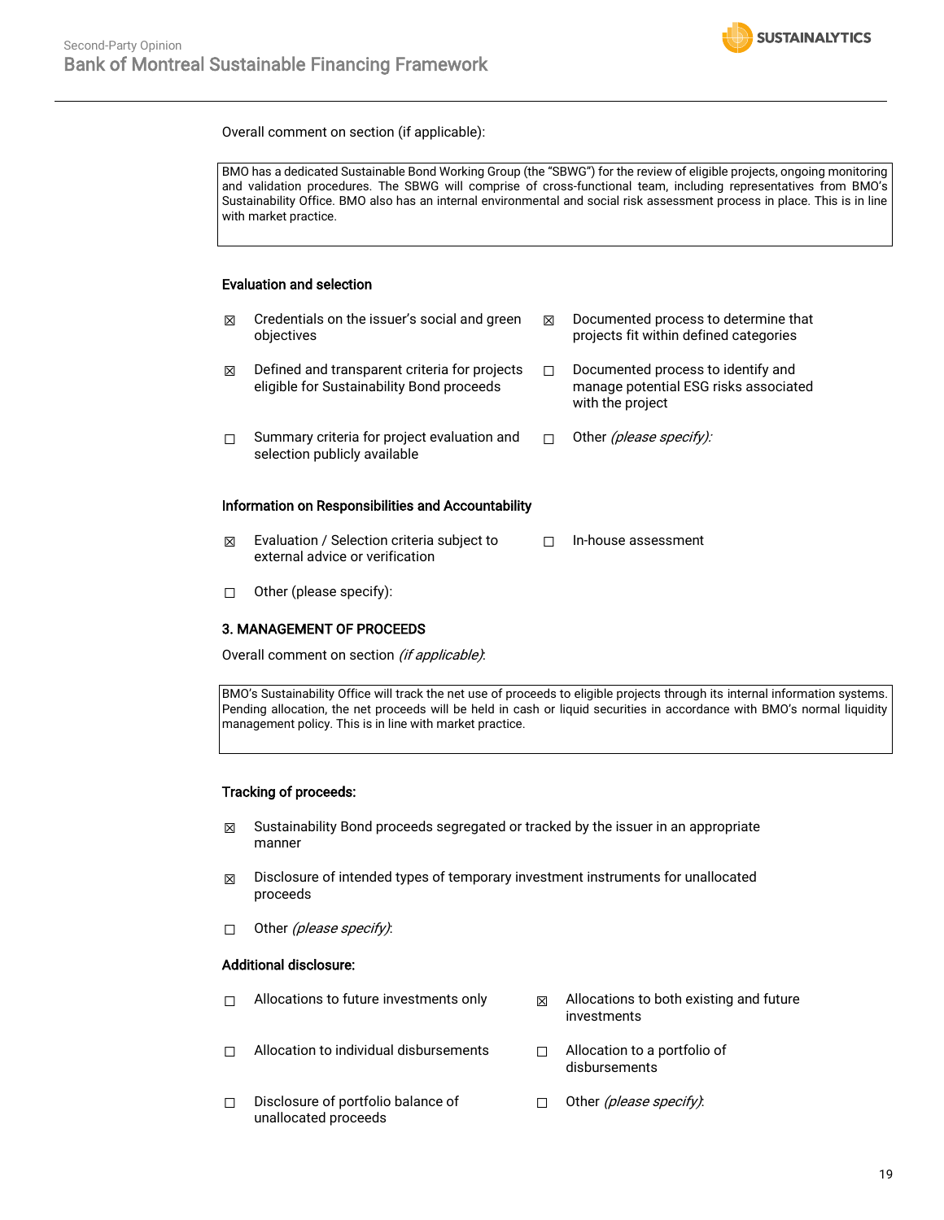Overall comment on section (if applicable):

> BMO has a dedicated Sustainable Bond Working Group (the "SBWG") for the review of eligible projects, ongoing monitoring and validation procedures. The SBWG will comprise of cross-functional team, including representatives from BMO's Sustainability Office. BMO also has an internal environmental and social risk assessment process in place. This is in line with market practice.

**Evaluation and selection**

- ☒ Credentials on the issuer's social and green objectives
- ☒ Documented process to determine that projects fit within defined categories
- ☒ Defined and transparent criteria for projects eligible for Sustainability Bond proceeds
- ☐ Documented process to identify and manage potential ESG risks associated with the project
- ☐ Summary criteria for project evaluation and selection publicly available
- ☐ Other *(please specify)*:

**Information on Responsibilities and Accountability**

- ☒ Evaluation / Selection criteria subject to external advice or verification
- ☐ In-house assessment
- ☐ Other (please specify):

**3. MANAGEMENT OF PROCEEDS**

Overall comment on section *(if applicable)*:

> BMO's Sustainability Office will track the net use of proceeds to eligible projects through its internal information systems. Pending allocation, the net proceeds will be held in cash or liquid securities in accordance with BMO's normal liquidity management policy. This is in line with market practice.

**Tracking of proceeds:**

- ☒ Sustainability Bond proceeds segregated or tracked by the issuer in an appropriate manner
- ☒ Disclosure of intended types of temporary investment instruments for unallocated proceeds
- ☐ Other *(please specify)*:

**Additional disclosure:**

- ☐ Allocations to future investments only
- ☒ Allocations to both existing and future investments
- ☐ Allocation to individual disbursements
- ☐ Allocation to a portfolio of disbursements
- ☐ Disclosure of portfolio balance of unallocated proceeds
- ☐ Other *(please specify)*: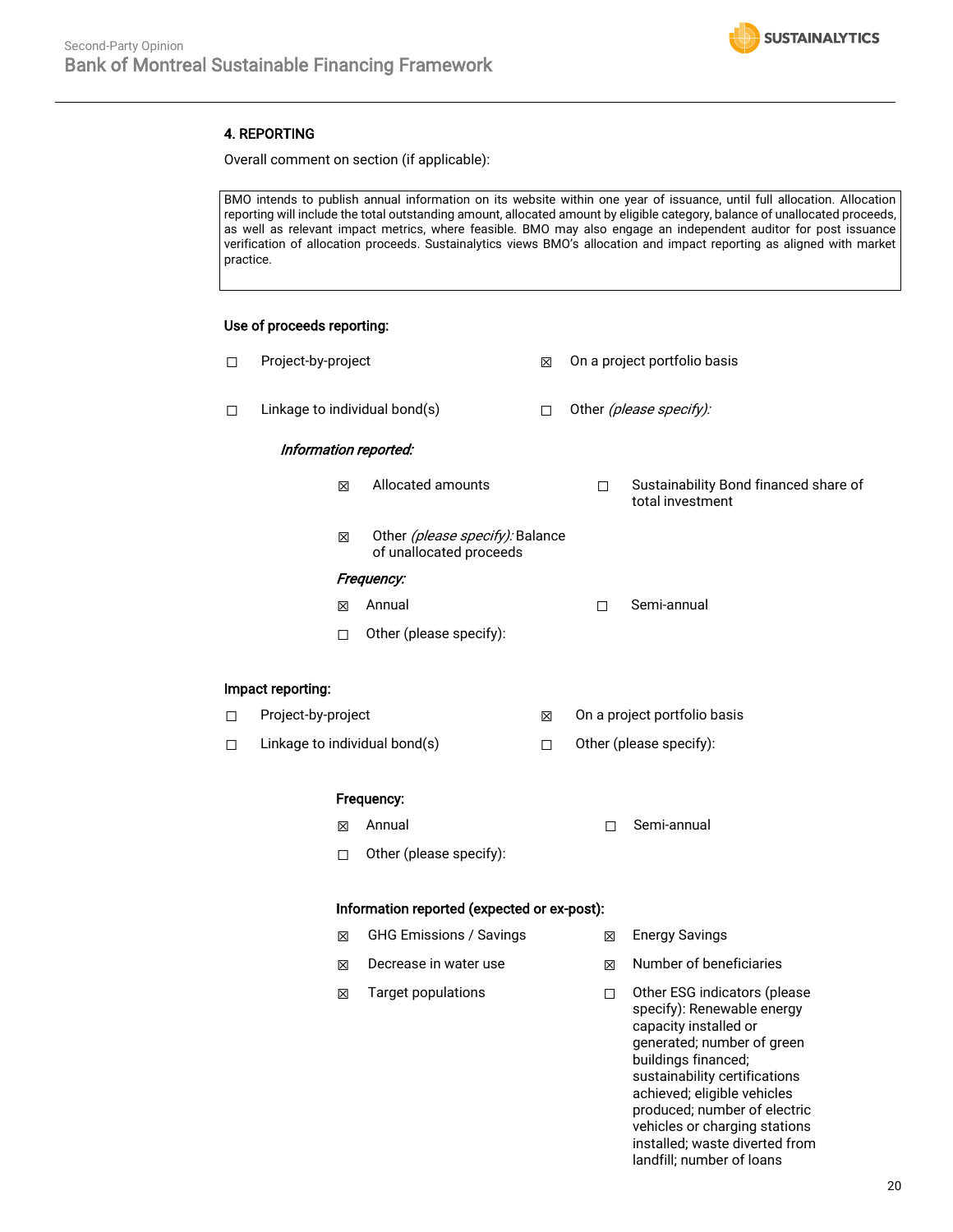### 4. REPORTING

Overall comment on section (if applicable):

> BMO intends to publish annual information on its website within one year of issuance, until full allocation. Allocation reporting will include the total outstanding amount, allocated amount by eligible category, balance of unallocated proceeds, as well as relevant impact metrics, where feasible. BMO may also engage an independent auditor for post issuance verification of allocation proceeds. Sustainalytics views BMO's allocation and impact reporting as aligned with market practice.

**Use of proceeds reporting:**

☐ Project-by-project

☒ On a project portfolio basis

☐ Linkage to individual bond(s)

☐ Other *(please specify):*

*Information reported:*

☒ Allocated amounts

☐ Sustainability Bond financed share of total investment

☒ Other *(please specify):* Balance of unallocated proceeds

*Frequency:*

☒ Annual

☐ Semi-annual

☐ Other (please specify):

**Impact reporting:**

☐ Project-by-project

☒ On a project portfolio basis

☐ Linkage to individual bond(s)

☐ Other (please specify):

**Frequency:**

☒ Annual

☐ Semi-annual

☐ Other (please specify):

**Information reported (expected or ex-post):**

☒ GHG Emissions / Savings

☒ Energy Savings

☒ Decrease in water use

☒ Number of beneficiaries

☒ Target populations

☐ Other ESG indicators (please specify): Renewable energy capacity installed or generated; number of green buildings financed; sustainability certifications achieved; eligible vehicles produced; number of electric vehicles or charging stations installed; waste diverted from landfill; number of loans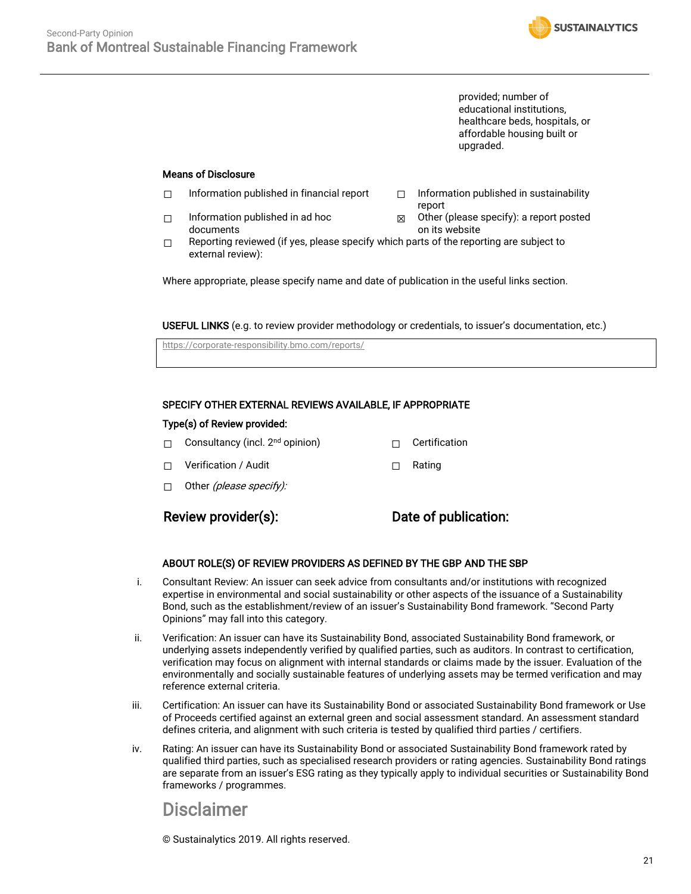provided; number of educational institutions, healthcare beds, hospitals, or affordable housing built or upgraded.

**Means of Disclosure**

- ☐ Information published in financial report
- ☐ Information published in sustainability report
- ☐ Information published in ad hoc documents
- ☒ Other (please specify): a report posted on its website
- ☐ Reporting reviewed (if yes, please specify which parts of the reporting are subject to external review):

Where appropriate, please specify name and date of publication in the useful links section.

**USEFUL LINKS** (e.g. to review provider methodology or credentials, to issuer's documentation, etc.)

| https://corporate-responsibility.bmo.com/reports/ |
|---|

**SPECIFY OTHER EXTERNAL REVIEWS AVAILABLE, IF APPROPRIATE**

**Type(s) of Review provided:**

- ☐ Consultancy (incl. 2nd opinion)
- ☐ Certification
- ☐ Verification / Audit
- ☐ Rating
- ☐ Other *(please specify):*

**Review provider(s):** | **Date of publication:**

**ABOUT ROLE(S) OF REVIEW PROVIDERS AS DEFINED BY THE GBP AND THE SBP**

i. Consultant Review: An issuer can seek advice from consultants and/or institutions with recognized expertise in environmental and social sustainability or other aspects of the issuance of a Sustainability Bond, such as the establishment/review of an issuer's Sustainability Bond framework. "Second Party Opinions" may fall into this category.

ii. Verification: An issuer can have its Sustainability Bond, associated Sustainability Bond framework, or underlying assets independently verified by qualified parties, such as auditors. In contrast to certification, verification may focus on alignment with internal standards or claims made by the issuer. Evaluation of the environmentally and socially sustainable features of underlying assets may be termed verification and may reference external criteria.

iii. Certification: An issuer can have its Sustainability Bond or associated Sustainability Bond framework or Use of Proceeds certified against an external green and social assessment standard. An assessment standard defines criteria, and alignment with such criteria is tested by qualified third parties / certifiers.

iv. Rating: An issuer can have its Sustainability Bond or associated Sustainability Bond framework rated by qualified third parties, such as specialised research providers or rating agencies. Sustainability Bond ratings are separate from an issuer's ESG rating as they typically apply to individual securities or Sustainability Bond frameworks / programmes.

# Disclaimer

© Sustainalytics 2019. All rights reserved.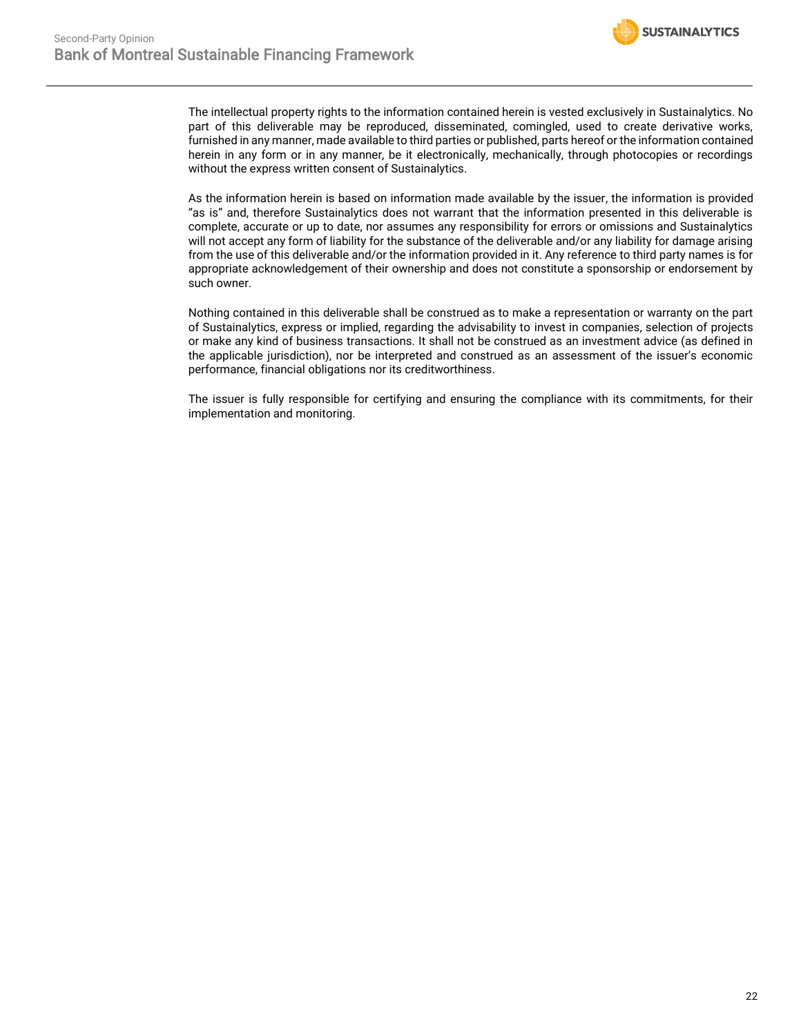The intellectual property rights to the information contained herein is vested exclusively in Sustainalytics. No part of this deliverable may be reproduced, disseminated, comingled, used to create derivative works, furnished in any manner, made available to third parties or published, parts hereof or the information contained herein in any form or in any manner, be it electronically, mechanically, through photocopies or recordings without the express written consent of Sustainalytics.

As the information herein is based on information made available by the issuer, the information is provided "as is" and, therefore Sustainalytics does not warrant that the information presented in this deliverable is complete, accurate or up to date, nor assumes any responsibility for errors or omissions and Sustainalytics will not accept any form of liability for the substance of the deliverable and/or any liability for damage arising from the use of this deliverable and/or the information provided in it. Any reference to third party names is for appropriate acknowledgement of their ownership and does not constitute a sponsorship or endorsement by such owner.

Nothing contained in this deliverable shall be construed as to make a representation or warranty on the part of Sustainalytics, express or implied, regarding the advisability to invest in companies, selection of projects or make any kind of business transactions. It shall not be construed as an investment advice (as defined in the applicable jurisdiction), nor be interpreted and construed as an assessment of the issuer's economic performance, financial obligations nor its creditworthiness.

The issuer is fully responsible for certifying and ensuring the compliance with its commitments, for their implementation and monitoring.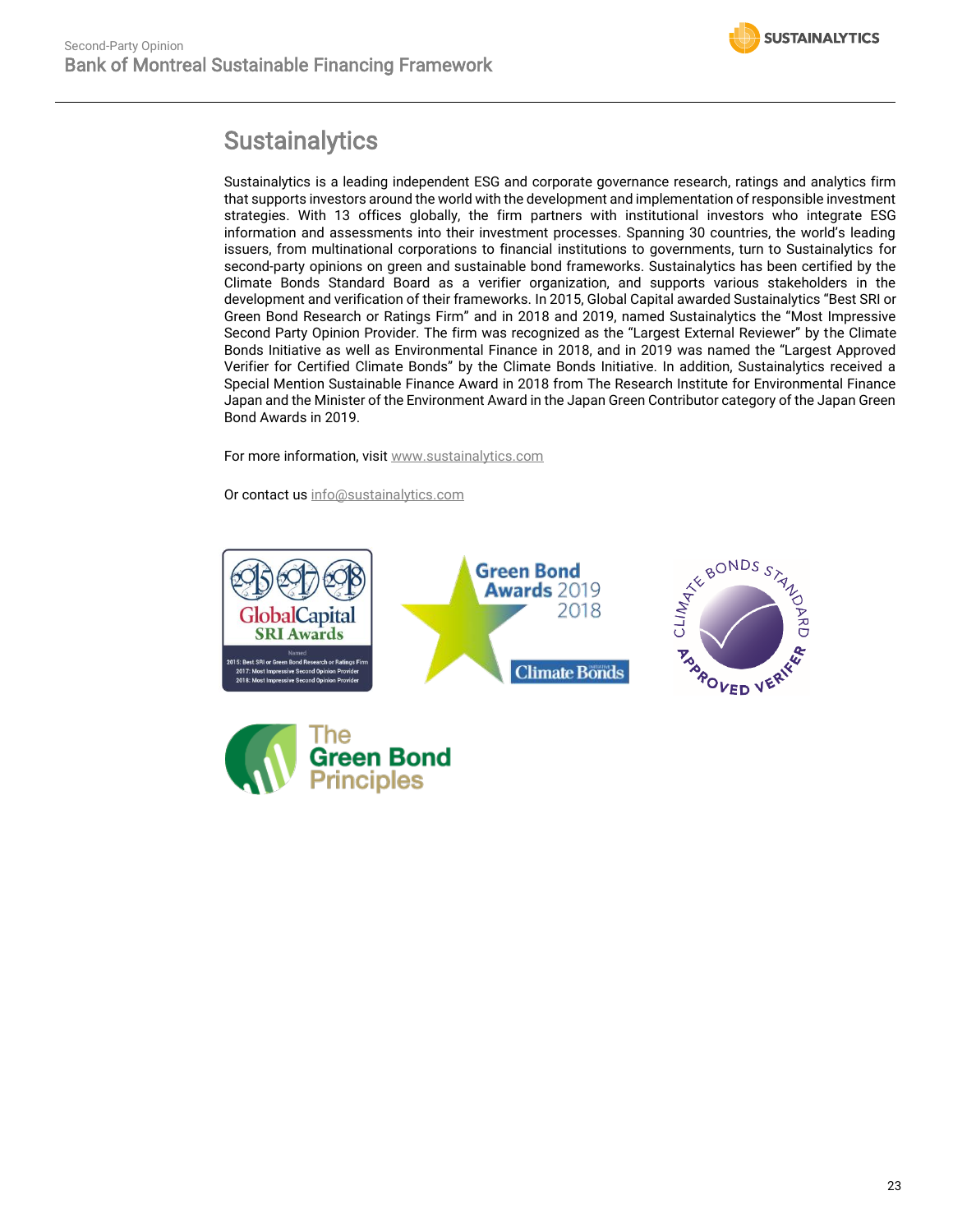## Sustainalytics

Sustainalytics is a leading independent ESG and corporate governance research, ratings and analytics firm that supports investors around the world with the development and implementation of responsible investment strategies. With 13 offices globally, the firm partners with institutional investors who integrate ESG information and assessments into their investment processes. Spanning 30 countries, the world's leading issuers, from multinational corporations to financial institutions to governments, turn to Sustainalytics for second-party opinions on green and sustainable bond frameworks. Sustainalytics has been certified by the Climate Bonds Standard Board as a verifier organization, and supports various stakeholders in the development and verification of their frameworks. In 2015, Global Capital awarded Sustainalytics "Best SRI or Green Bond Research or Ratings Firm" and in 2018 and 2019, named Sustainalytics the "Most Impressive Second Party Opinion Provider. The firm was recognized as the "Largest External Reviewer" by the Climate Bonds Initiative as well as Environmental Finance in 2018, and in 2019 was named the "Largest Approved Verifier for Certified Climate Bonds" by the Climate Bonds Initiative. In addition, Sustainalytics received a Special Mention Sustainable Finance Award in 2018 from The Research Institute for Environmental Finance Japan and the Minister of the Environment Award in the Japan Green Contributor category of the Japan Green Bond Awards in 2019.

For more information, visit www.sustainalytics.com

Or contact us info@sustainalytics.com